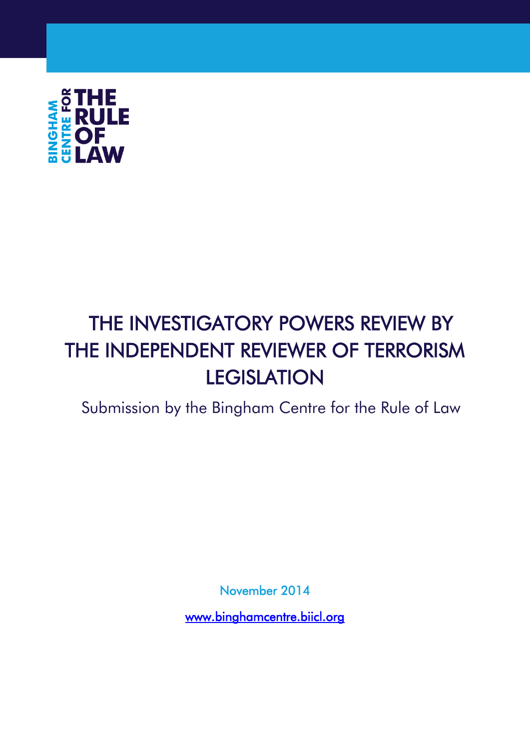BINGHAM CENTRE FOR THE RULE OF LAW

# THE INVESTIGATORY POWERS REVIEW BY THE INDEPENDENT REVIEWER OF TERRORISM LEGISLATION

Submission by the Bingham Centre for the Rule of Law

November 2014

www.binghamcentre.biicl.org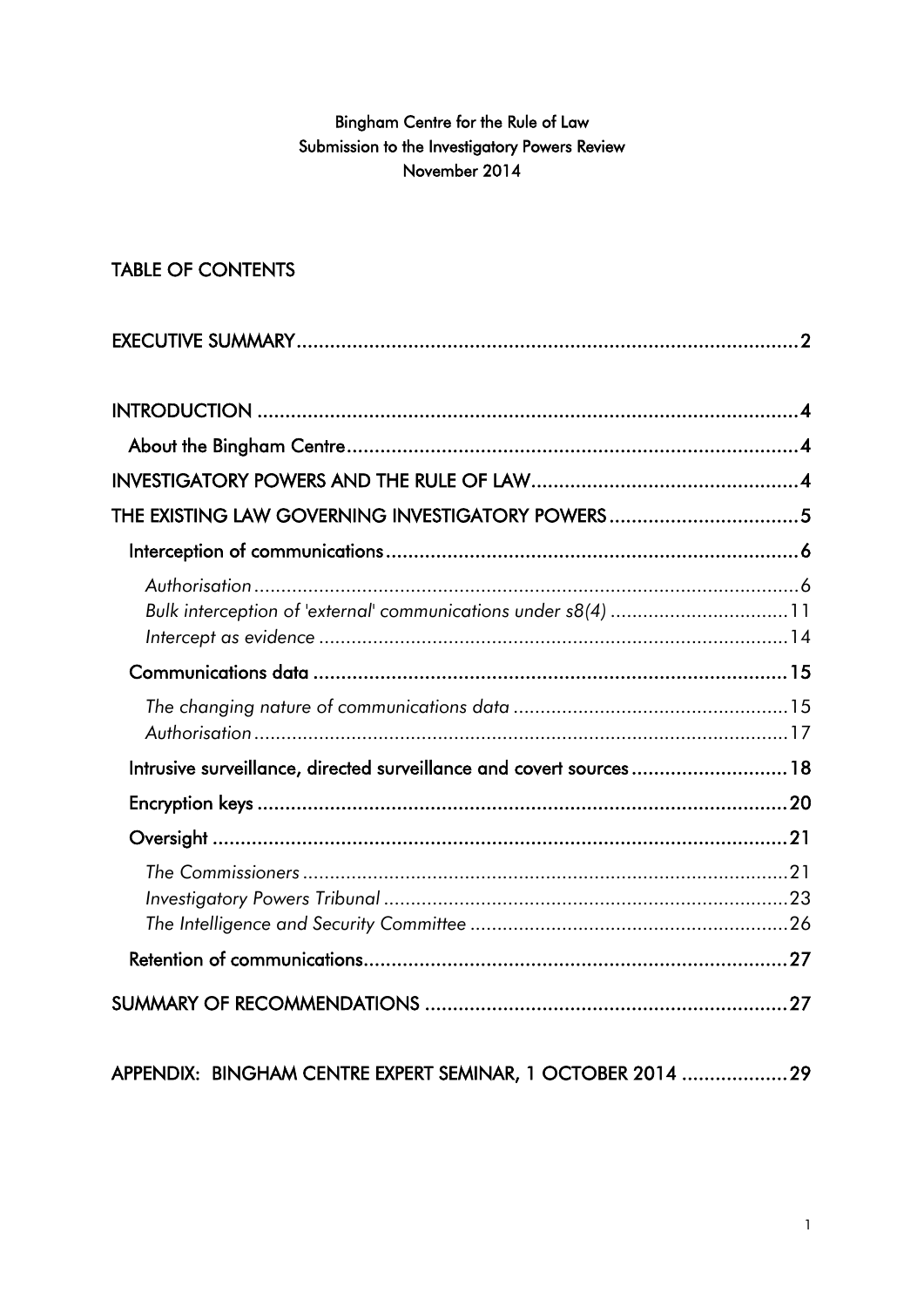**Bingham Centre for the Rule of Law**
**Submission to the Investigatory Powers Review**
**November 2014**

## TABLE OF CONTENTS

EXECUTIVE SUMMARY .......... 2

INTRODUCTION .......... 4
- About the Bingham Centre .......... 4

INVESTIGATORY POWERS AND THE RULE OF LAW .......... 4

THE EXISTING LAW GOVERNING INVESTIGATORY POWERS .......... 5
- Interception of communications .......... 6
  - *Authorisation* .......... 6
  - *Bulk interception of 'external' communications under s8(4)* .......... 11
  - *Intercept as evidence* .......... 14
- Communications data .......... 15
  - *The changing nature of communications data* .......... 15
  - *Authorisation* .......... 17
- Intrusive surveillance, directed surveillance and covert sources .......... 18
- Encryption keys .......... 20
- Oversight .......... 21
  - *The Commissioners* .......... 21
  - *Investigatory Powers Tribunal* .......... 23
  - *The Intelligence and Security Committee* .......... 26
- Retention of communications .......... 27

SUMMARY OF RECOMMENDATIONS .......... 27

APPENDIX: BINGHAM CENTRE EXPERT SEMINAR, 1 OCTOBER 2014 .......... 29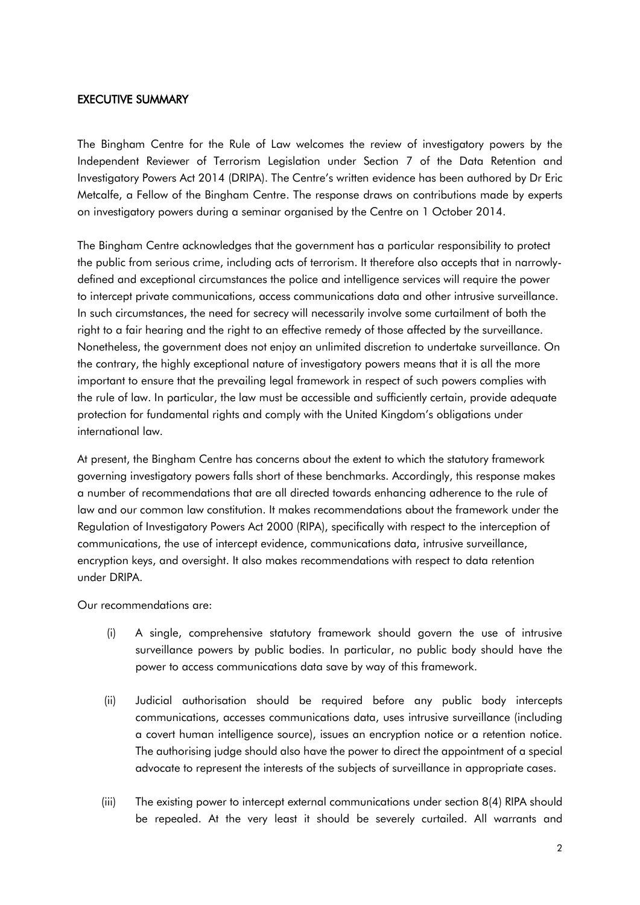## EXECUTIVE SUMMARY

The Bingham Centre for the Rule of Law welcomes the review of investigatory powers by the Independent Reviewer of Terrorism Legislation under Section 7 of the Data Retention and Investigatory Powers Act 2014 (DRIPA). The Centre's written evidence has been authored by Dr Eric Metcalfe, a Fellow of the Bingham Centre. The response draws on contributions made by experts on investigatory powers during a seminar organised by the Centre on 1 October 2014.

The Bingham Centre acknowledges that the government has a particular responsibility to protect the public from serious crime, including acts of terrorism. It therefore also accepts that in narrowly-defined and exceptional circumstances the police and intelligence services will require the power to intercept private communications, access communications data and other intrusive surveillance. In such circumstances, the need for secrecy will necessarily involve some curtailment of both the right to a fair hearing and the right to an effective remedy of those affected by the surveillance. Nonetheless, the government does not enjoy an unlimited discretion to undertake surveillance. On the contrary, the highly exceptional nature of investigatory powers means that it is all the more important to ensure that the prevailing legal framework in respect of such powers complies with the rule of law. In particular, the law must be accessible and sufficiently certain, provide adequate protection for fundamental rights and comply with the United Kingdom's obligations under international law.

At present, the Bingham Centre has concerns about the extent to which the statutory framework governing investigatory powers falls short of these benchmarks. Accordingly, this response makes a number of recommendations that are all directed towards enhancing adherence to the rule of law and our common law constitution. It makes recommendations about the framework under the Regulation of Investigatory Powers Act 2000 (RIPA), specifically with respect to the interception of communications, the use of intercept evidence, communications data, intrusive surveillance, encryption keys, and oversight. It also makes recommendations with respect to data retention under DRIPA.

Our recommendations are:

(i) A single, comprehensive statutory framework should govern the use of intrusive surveillance powers by public bodies. In particular, no public body should have the power to access communications data save by way of this framework.

(ii) Judicial authorisation should be required before any public body intercepts communications, accesses communications data, uses intrusive surveillance (including a covert human intelligence source), issues an encryption notice or a retention notice. The authorising judge should also have the power to direct the appointment of a special advocate to represent the interests of the subjects of surveillance in appropriate cases.

(iii) The existing power to intercept external communications under section 8(4) RIPA should be repealed. At the very least it should be severely curtailed. All warrants and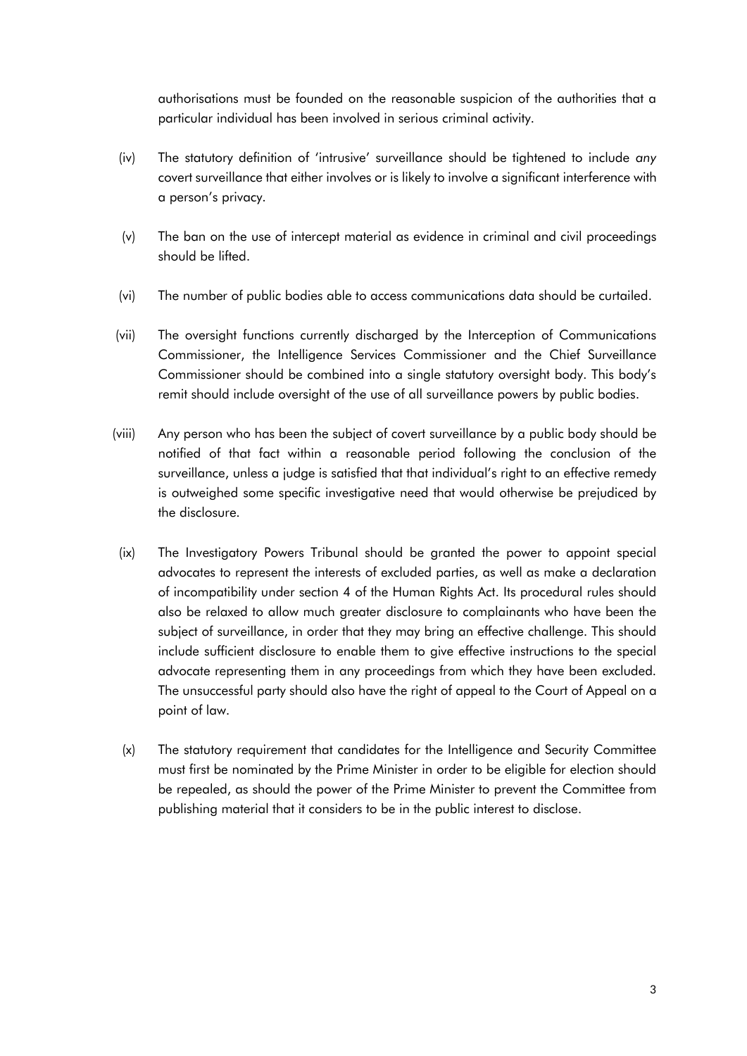authorisations must be founded on the reasonable suspicion of the authorities that a particular individual has been involved in serious criminal activity.

(iv) The statutory definition of 'intrusive' surveillance should be tightened to include *any* covert surveillance that either involves or is likely to involve a significant interference with a person's privacy.

(v) The ban on the use of intercept material as evidence in criminal and civil proceedings should be lifted.

(vi) The number of public bodies able to access communications data should be curtailed.

(vii) The oversight functions currently discharged by the Interception of Communications Commissioner, the Intelligence Services Commissioner and the Chief Surveillance Commissioner should be combined into a single statutory oversight body. This body's remit should include oversight of the use of all surveillance powers by public bodies.

(viii) Any person who has been the subject of covert surveillance by a public body should be notified of that fact within a reasonable period following the conclusion of the surveillance, unless a judge is satisfied that that individual's right to an effective remedy is outweighed some specific investigative need that would otherwise be prejudiced by the disclosure.

(ix) The Investigatory Powers Tribunal should be granted the power to appoint special advocates to represent the interests of excluded parties, as well as make a declaration of incompatibility under section 4 of the Human Rights Act. Its procedural rules should also be relaxed to allow much greater disclosure to complainants who have been the subject of surveillance, in order that they may bring an effective challenge. This should include sufficient disclosure to enable them to give effective instructions to the special advocate representing them in any proceedings from which they have been excluded. The unsuccessful party should also have the right of appeal to the Court of Appeal on a point of law.

(x) The statutory requirement that candidates for the Intelligence and Security Committee must first be nominated by the Prime Minister in order to be eligible for election should be repealed, as should the power of the Prime Minister to prevent the Committee from publishing material that it considers to be in the public interest to disclose.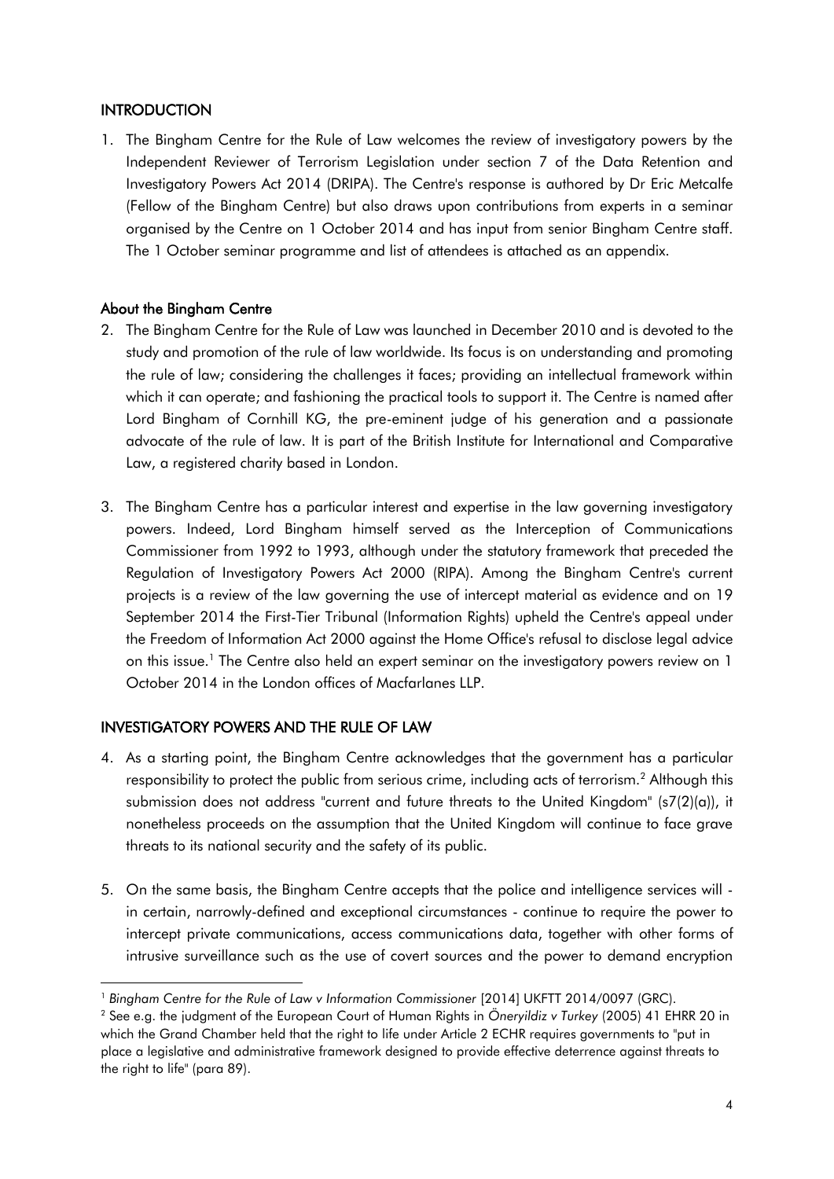## INTRODUCTION

1. The Bingham Centre for the Rule of Law welcomes the review of investigatory powers by the Independent Reviewer of Terrorism Legislation under section 7 of the Data Retention and Investigatory Powers Act 2014 (DRIPA). The Centre's response is authored by Dr Eric Metcalfe (Fellow of the Bingham Centre) but also draws upon contributions from experts in a seminar organised by the Centre on 1 October 2014 and has input from senior Bingham Centre staff. The 1 October seminar programme and list of attendees is attached as an appendix.

### About the Bingham Centre

2. The Bingham Centre for the Rule of Law was launched in December 2010 and is devoted to the study and promotion of the rule of law worldwide. Its focus is on understanding and promoting the rule of law; considering the challenges it faces; providing an intellectual framework within which it can operate; and fashioning the practical tools to support it. The Centre is named after Lord Bingham of Cornhill KG, the pre-eminent judge of his generation and a passionate advocate of the rule of law. It is part of the British Institute for International and Comparative Law, a registered charity based in London.

3. The Bingham Centre has a particular interest and expertise in the law governing investigatory powers. Indeed, Lord Bingham himself served as the Interception of Communications Commissioner from 1992 to 1993, although under the statutory framework that preceded the Regulation of Investigatory Powers Act 2000 (RIPA). Among the Bingham Centre's current projects is a review of the law governing the use of intercept material as evidence and on 19 September 2014 the First-Tier Tribunal (Information Rights) upheld the Centre's appeal under the Freedom of Information Act 2000 against the Home Office's refusal to disclose legal advice on this issue.[1] The Centre also held an expert seminar on the investigatory powers review on 1 October 2014 in the London offices of Macfarlanes LLP.

## INVESTIGATORY POWERS AND THE RULE OF LAW

4. As a starting point, the Bingham Centre acknowledges that the government has a particular responsibility to protect the public from serious crime, including acts of terrorism.[2] Although this submission does not address "current and future threats to the United Kingdom" (s7(2)(a)), it nonetheless proceeds on the assumption that the United Kingdom will continue to face grave threats to its national security and the safety of its public.

5. On the same basis, the Bingham Centre accepts that the police and intelligence services will - in certain, narrowly-defined and exceptional circumstances - continue to require the power to intercept private communications, access communications data, together with other forms of intrusive surveillance such as the use of covert sources and the power to demand encryption

---

[1] *Bingham Centre for the Rule of Law v Information Commissioner* [2014] UKFTT 2014/0097 (GRC).

[2] See e.g. the judgment of the European Court of Human Rights in *Öneryildiz v Turkey* (2005) 41 EHRR 20 in which the Grand Chamber held that the right to life under Article 2 ECHR requires governments to "put in place a legislative and administrative framework designed to provide effective deterrence against threats to the right to life" (para 89).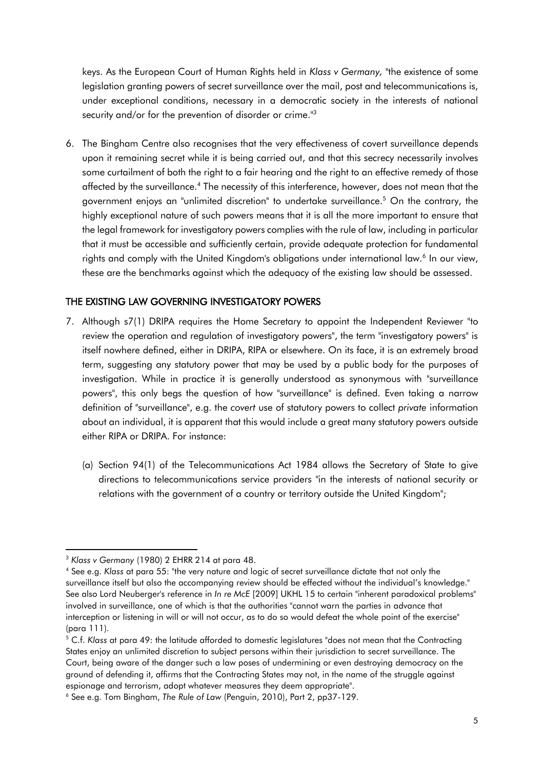keys. As the European Court of Human Rights held in *Klass v Germany,* "the existence of some legislation granting powers of secret surveillance over the mail, post and telecommunications is, under exceptional conditions, necessary in a democratic society in the interests of national security and/or for the prevention of disorder or crime."[3]

6. The Bingham Centre also recognises that the very effectiveness of covert surveillance depends upon it remaining secret while it is being carried out, and that this secrecy necessarily involves some curtailment of both the right to a fair hearing and the right to an effective remedy of those affected by the surveillance.[4] The necessity of this interference, however, does not mean that the government enjoys an "unlimited discretion" to undertake surveillance.[5] On the contrary, the highly exceptional nature of such powers means that it is all the more important to ensure that the legal framework for investigatory powers complies with the rule of law, including in particular that it must be accessible and sufficiently certain, provide adequate protection for fundamental rights and comply with the United Kingdom's obligations under international law.[6] In our view, these are the benchmarks against which the adequacy of the existing law should be assessed.

## THE EXISTING LAW GOVERNING INVESTIGATORY POWERS

7. Although s7(1) DRIPA requires the Home Secretary to appoint the Independent Reviewer "to review the operation and regulation of investigatory powers", the term "investigatory powers" is itself nowhere defined, either in DRIPA, RIPA or elsewhere. On its face, it is an extremely broad term, suggesting any statutory power that may be used by a public body for the purposes of investigation. While in practice it is generally understood as synonymous with "surveillance powers", this only begs the question of how "surveillance" is defined. Even taking a narrow definition of "surveillance", e.g. the *covert* use of statutory powers to collect *private* information about an individual, it is apparent that this would include a great many statutory powers outside either RIPA or DRIPA. For instance:

   (a) Section 94(1) of the Telecommunications Act 1984 allows the Secretary of State to give directions to telecommunications service providers "in the interests of national security or relations with the government of a country or territory outside the United Kingdom";

---

[3] *Klass v Germany* (1980) 2 EHRR 214 at para 48.

[4] See e.g. *Klass* at para 55: "the very nature and logic of secret surveillance dictate that not only the surveillance itself but also the accompanying review should be effected without the individual's knowledge." See also Lord Neuberger's reference in *In re McE* [2009] UKHL 15 to certain "inherent paradoxical problems" involved in surveillance, one of which is that the authorities "cannot warn the parties in advance that interception or listening in will or will not occur, as to do so would defeat the whole point of the exercise" (para 111).

[5] C.f. *Klass* at para 49: the latitude afforded to domestic legislatures "does not mean that the Contracting States enjoy an unlimited discretion to subject persons within their jurisdiction to secret surveillance. The Court, being aware of the danger such a law poses of undermining or even destroying democracy on the ground of defending it, affirms that the Contracting States may not, in the name of the struggle against espionage and terrorism, adopt whatever measures they deem appropriate".

[6] See e.g. Tom Bingham, *The Rule of Law* (Penguin, 2010), Part 2, pp37-129.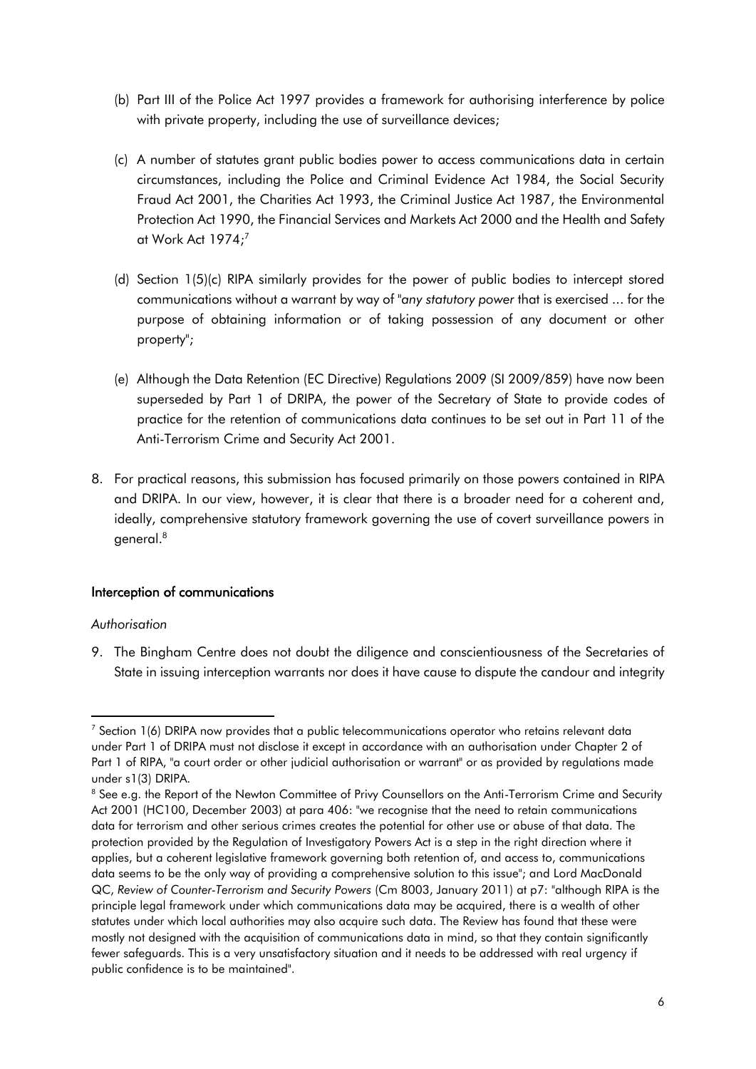(b) Part III of the Police Act 1997 provides a framework for authorising interference by police with private property, including the use of surveillance devices;

(c) A number of statutes grant public bodies power to access communications data in certain circumstances, including the Police and Criminal Evidence Act 1984, the Social Security Fraud Act 2001, the Charities Act 1993, the Criminal Justice Act 1987, the Environmental Protection Act 1990, the Financial Services and Markets Act 2000 and the Health and Safety at Work Act 1974;[7]

(d) Section 1(5)(c) RIPA similarly provides for the power of public bodies to intercept stored communications without a warrant by way of "*any statutory power* that is exercised ... for the purpose of obtaining information or of taking possession of any document or other property";

(e) Although the Data Retention (EC Directive) Regulations 2009 (SI 2009/859) have now been superseded by Part 1 of DRIPA, the power of the Secretary of State to provide codes of practice for the retention of communications data continues to be set out in Part 11 of the Anti-Terrorism Crime and Security Act 2001.

8. For practical reasons, this submission has focused primarily on those powers contained in RIPA and DRIPA. In our view, however, it is clear that there is a broader need for a coherent and, ideally, comprehensive statutory framework governing the use of covert surveillance powers in general.[8]

## Interception of communications

*Authorisation*

9. The Bingham Centre does not doubt the diligence and conscientiousness of the Secretaries of State in issuing interception warrants nor does it have cause to dispute the candour and integrity

---

[7] Section 1(6) DRIPA now provides that a public telecommunications operator who retains relevant data under Part 1 of DRIPA must not disclose it except in accordance with an authorisation under Chapter 2 of Part 1 of RIPA, "a court order or other judicial authorisation or warrant" or as provided by regulations made under s1(3) DRIPA.

[8] See e.g. the Report of the Newton Committee of Privy Counsellors on the Anti-Terrorism Crime and Security Act 2001 (HC100, December 2003) at para 406: "we recognise that the need to retain communications data for terrorism and other serious crimes creates the potential for other use or abuse of that data. The protection provided by the Regulation of Investigatory Powers Act is a step in the right direction where it applies, but a coherent legislative framework governing both retention of, and access to, communications data seems to be the only way of providing a comprehensive solution to this issue"; and Lord MacDonald QC, *Review of Counter-Terrorism and Security Powers* (Cm 8003, January 2011) at p7: "although RIPA is the principle legal framework under which communications data may be acquired, there is a wealth of other statutes under which local authorities may also acquire such data. The Review has found that these were mostly not designed with the acquisition of communications data in mind, so that they contain significantly fewer safeguards. This is a very unsatisfactory situation and it needs to be addressed with real urgency if public confidence is to be maintained".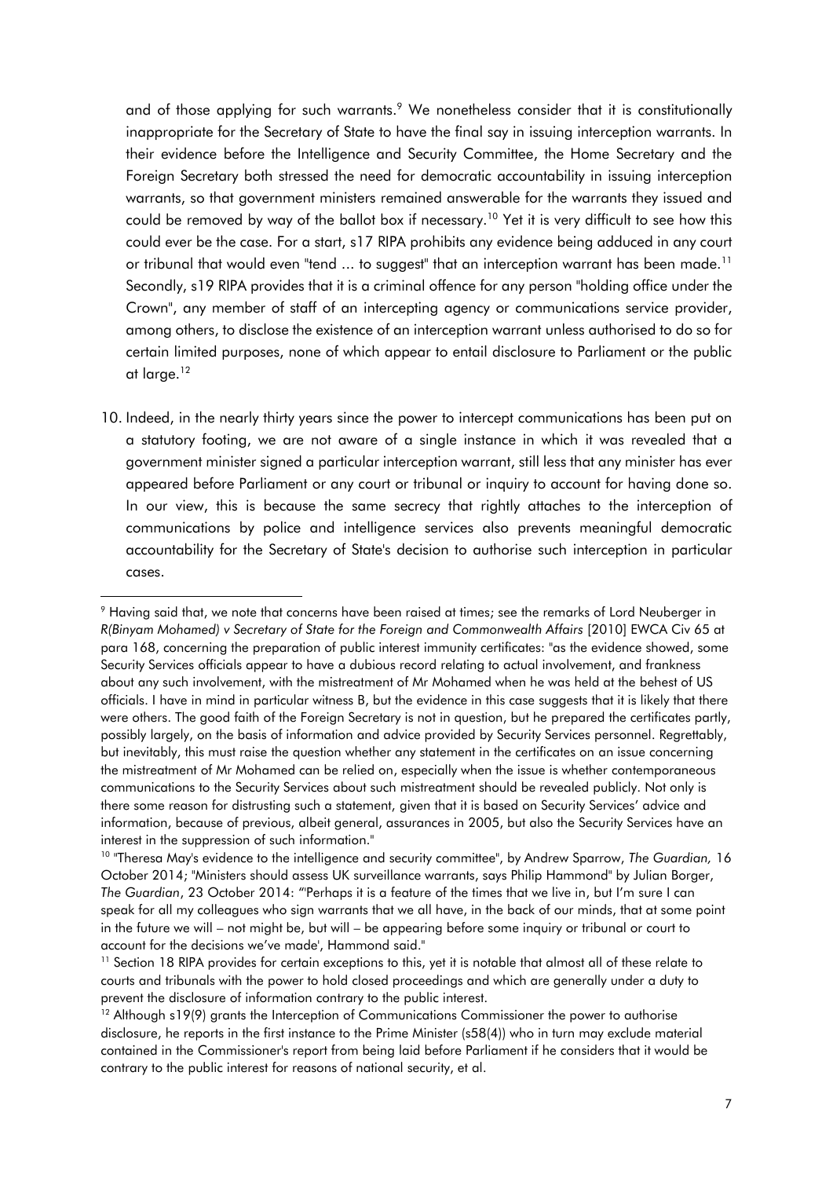and of those applying for such warrants.[9] We nonetheless consider that it is constitutionally inappropriate for the Secretary of State to have the final say in issuing interception warrants. In their evidence before the Intelligence and Security Committee, the Home Secretary and the Foreign Secretary both stressed the need for democratic accountability in issuing interception warrants, so that government ministers remained answerable for the warrants they issued and could be removed by way of the ballot box if necessary.[10] Yet it is very difficult to see how this could ever be the case. For a start, s17 RIPA prohibits any evidence being adduced in any court or tribunal that would even "tend ... to suggest" that an interception warrant has been made.[11] Secondly, s19 RIPA provides that it is a criminal offence for any person "holding office under the Crown", any member of staff of an intercepting agency or communications service provider, among others, to disclose the existence of an interception warrant unless authorised to do so for certain limited purposes, none of which appear to entail disclosure to Parliament or the public at large.[12]

10. Indeed, in the nearly thirty years since the power to intercept communications has been put on a statutory footing, we are not aware of a single instance in which it was revealed that a government minister signed a particular interception warrant, still less that any minister has ever appeared before Parliament or any court or tribunal or inquiry to account for having done so. In our view, this is because the same secrecy that rightly attaches to the interception of communications by police and intelligence services also prevents meaningful democratic accountability for the Secretary of State's decision to authorise such interception in particular cases.

---

[9] Having said that, we note that concerns have been raised at times; see the remarks of Lord Neuberger in *R(Binyam Mohamed) v Secretary of State for the Foreign and Commonwealth Affairs* [2010] EWCA Civ 65 at para 168, concerning the preparation of public interest immunity certificates: "as the evidence showed, some Security Services officials appear to have a dubious record relating to actual involvement, and frankness about any such involvement, with the mistreatment of Mr Mohamed when he was held at the behest of US officials. I have in mind in particular witness B, but the evidence in this case suggests that it is likely that there were others. The good faith of the Foreign Secretary is not in question, but he prepared the certificates partly, possibly largely, on the basis of information and advice provided by Security Services personnel. Regrettably, but inevitably, this must raise the question whether any statement in the certificates on an issue concerning the mistreatment of Mr Mohamed can be relied on, especially when the issue is whether contemporaneous communications to the Security Services about such mistreatment should be revealed publicly. Not only is there some reason for distrusting such a statement, given that it is based on Security Services' advice and information, because of previous, albeit general, assurances in 2005, but also the Security Services have an interest in the suppression of such information."

[10] "Theresa May's evidence to the intelligence and security committee", by Andrew Sparrow, *The Guardian,* 16 October 2014; "Ministers should assess UK surveillance warrants, says Philip Hammond" by Julian Borger, *The Guardian*, 23 October 2014: "'Perhaps it is a feature of the times that we live in, but I'm sure I can speak for all my colleagues who sign warrants that we all have, in the back of our minds, that at some point in the future we will – not might be, but will – be appearing before some inquiry or tribunal or court to account for the decisions we've made', Hammond said."

[11] Section 18 RIPA provides for certain exceptions to this, yet it is notable that almost all of these relate to courts and tribunals with the power to hold closed proceedings and which are generally under a duty to prevent the disclosure of information contrary to the public interest.

[12] Although s19(9) grants the Interception of Communications Commissioner the power to authorise disclosure, he reports in the first instance to the Prime Minister (s58(4)) who in turn may exclude material contained in the Commissioner's report from being laid before Parliament if he considers that it would be contrary to the public interest for reasons of national security, et al.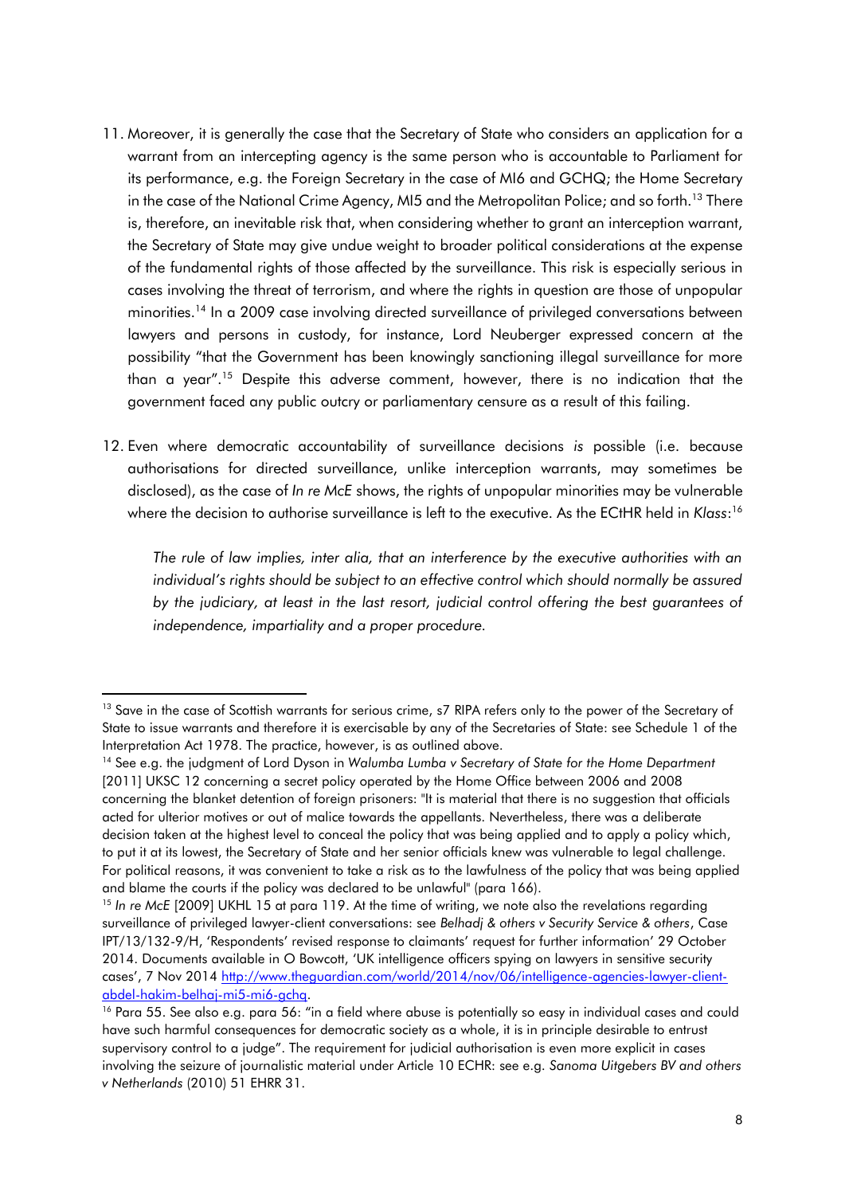11. Moreover, it is generally the case that the Secretary of State who considers an application for a warrant from an intercepting agency is the same person who is accountable to Parliament for its performance, e.g. the Foreign Secretary in the case of MI6 and GCHQ; the Home Secretary in the case of the National Crime Agency, MI5 and the Metropolitan Police; and so forth.[13] There is, therefore, an inevitable risk that, when considering whether to grant an interception warrant, the Secretary of State may give undue weight to broader political considerations at the expense of the fundamental rights of those affected by the surveillance. This risk is especially serious in cases involving the threat of terrorism, and where the rights in question are those of unpopular minorities.[14] In a 2009 case involving directed surveillance of privileged conversations between lawyers and persons in custody, for instance, Lord Neuberger expressed concern at the possibility "that the Government has been knowingly sanctioning illegal surveillance for more than a year".[15] Despite this adverse comment, however, there is no indication that the government faced any public outcry or parliamentary censure as a result of this failing.

12. Even where democratic accountability of surveillance decisions *is* possible (i.e. because authorisations for directed surveillance, unlike interception warrants, may sometimes be disclosed), as the case of *In re McE* shows, the rights of unpopular minorities may be vulnerable where the decision to authorise surveillance is left to the executive. As the ECtHR held in *Klass*:[16]

> *The rule of law implies, inter alia, that an interference by the executive authorities with an individual's rights should be subject to an effective control which should normally be assured by the judiciary, at least in the last resort, judicial control offering the best guarantees of independence, impartiality and a proper procedure.*

---

[13] Save in the case of Scottish warrants for serious crime, s7 RIPA refers only to the power of the Secretary of State to issue warrants and therefore it is exercisable by any of the Secretaries of State: see Schedule 1 of the Interpretation Act 1978. The practice, however, is as outlined above.

[14] See e.g. the judgment of Lord Dyson in *Walumba Lumba v Secretary of State for the Home Department* [2011] UKSC 12 concerning a secret policy operated by the Home Office between 2006 and 2008 concerning the blanket detention of foreign prisoners: "It is material that there is no suggestion that officials acted for ulterior motives or out of malice towards the appellants. Nevertheless, there was a deliberate decision taken at the highest level to conceal the policy that was being applied and to apply a policy which, to put it at its lowest, the Secretary of State and her senior officials knew was vulnerable to legal challenge. For political reasons, it was convenient to take a risk as to the lawfulness of the policy that was being applied and blame the courts if the policy was declared to be unlawful" (para 166).

[15] *In re McE* [2009] UKHL 15 at para 119. At the time of writing, we note also the revelations regarding surveillance of privileged lawyer-client conversations: see *Belhadj & others v Security Service & others*, Case IPT/13/132-9/H, 'Respondents' revised response to claimants' request for further information' 29 October 2014. Documents available in O Bowcott, 'UK intelligence officers spying on lawyers in sensitive security cases', 7 Nov 2014 http://www.theguardian.com/world/2014/nov/06/intelligence-agencies-lawyer-client-abdel-hakim-belhaj-mi5-mi6-gchq.

[16] Para 55. See also e.g. para 56: "in a field where abuse is potentially so easy in individual cases and could have such harmful consequences for democratic society as a whole, it is in principle desirable to entrust supervisory control to a judge". The requirement for judicial authorisation is even more explicit in cases involving the seizure of journalistic material under Article 10 ECHR: see e.g. *Sanoma Uitgebers BV and others v Netherlands* (2010) 51 EHRR 31.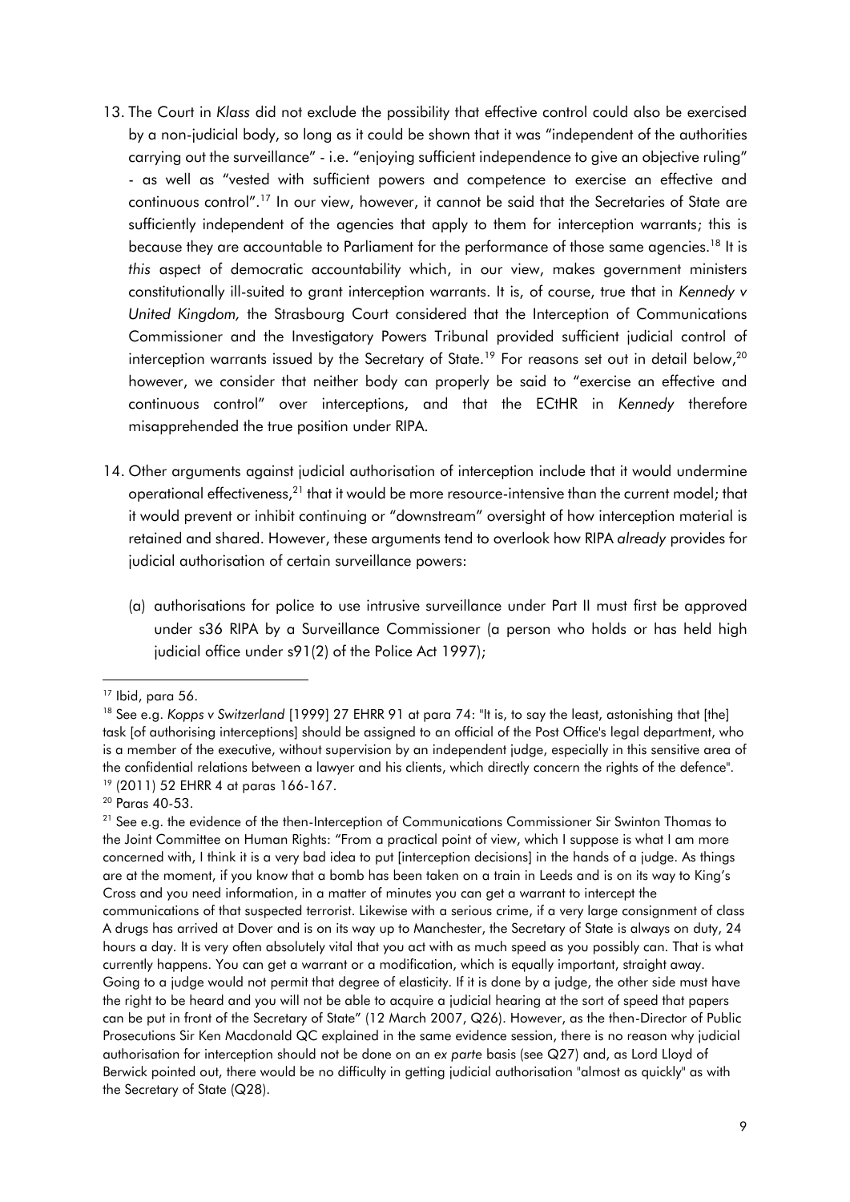13. The Court in *Klass* did not exclude the possibility that effective control could also be exercised by a non-judicial body, so long as it could be shown that it was "independent of the authorities carrying out the surveillance" - i.e. "enjoying sufficient independence to give an objective ruling" - as well as "vested with sufficient powers and competence to exercise an effective and continuous control".[17] In our view, however, it cannot be said that the Secretaries of State are sufficiently independent of the agencies that apply to them for interception warrants; this is because they are accountable to Parliament for the performance of those same agencies.[18] It is *this* aspect of democratic accountability which, in our view, makes government ministers constitutionally ill-suited to grant interception warrants. It is, of course, true that in *Kennedy v United Kingdom,* the Strasbourg Court considered that the Interception of Communications Commissioner and the Investigatory Powers Tribunal provided sufficient judicial control of interception warrants issued by the Secretary of State.[19] For reasons set out in detail below,[20] however, we consider that neither body can properly be said to "exercise an effective and continuous control" over interceptions, and that the ECtHR in *Kennedy* therefore misapprehended the true position under RIPA.

14. Other arguments against judicial authorisation of interception include that it would undermine operational effectiveness,[21] that it would be more resource-intensive than the current model; that it would prevent or inhibit continuing or "downstream" oversight of how interception material is retained and shared. However, these arguments tend to overlook how RIPA *already* provides for judicial authorisation of certain surveillance powers:

    (a) authorisations for police to use intrusive surveillance under Part II must first be approved under s36 RIPA by a Surveillance Commissioner (a person who holds or has held high judicial office under s91(2) of the Police Act 1997);

---

[17] Ibid, para 56.

[18] See e.g. *Kopps v Switzerland* [1999] 27 EHRR 91 at para 74: "It is, to say the least, astonishing that [the] task [of authorising interceptions] should be assigned to an official of the Post Office's legal department, who is a member of the executive, without supervision by an independent judge, especially in this sensitive area of the confidential relations between a lawyer and his clients, which directly concern the rights of the defence".

[19] (2011) 52 EHRR 4 at paras 166-167.

[20] Paras 40-53.

[21] See e.g. the evidence of the then-Interception of Communications Commissioner Sir Swinton Thomas to the Joint Committee on Human Rights: "From a practical point of view, which I suppose is what I am more concerned with, I think it is a very bad idea to put [interception decisions] in the hands of a judge. As things are at the moment, if you know that a bomb has been taken on a train in Leeds and is on its way to King's Cross and you need information, in a matter of minutes you can get a warrant to intercept the communications of that suspected terrorist. Likewise with a serious crime, if a very large consignment of class A drugs has arrived at Dover and is on its way up to Manchester, the Secretary of State is always on duty, 24 hours a day. It is very often absolutely vital that you act with as much speed as you possibly can. That is what currently happens. You can get a warrant or a modification, which is equally important, straight away. Going to a judge would not permit that degree of elasticity. If it is done by a judge, the other side must have the right to be heard and you will not be able to acquire a judicial hearing at the sort of speed that papers can be put in front of the Secretary of State" (12 March 2007, Q26). However, as the then-Director of Public Prosecutions Sir Ken Macdonald QC explained in the same evidence session, there is no reason why judicial authorisation for interception should not be done on an *ex parte* basis (see Q27) and, as Lord Lloyd of Berwick pointed out, there would be no difficulty in getting judicial authorisation "almost as quickly" as with the Secretary of State (Q28).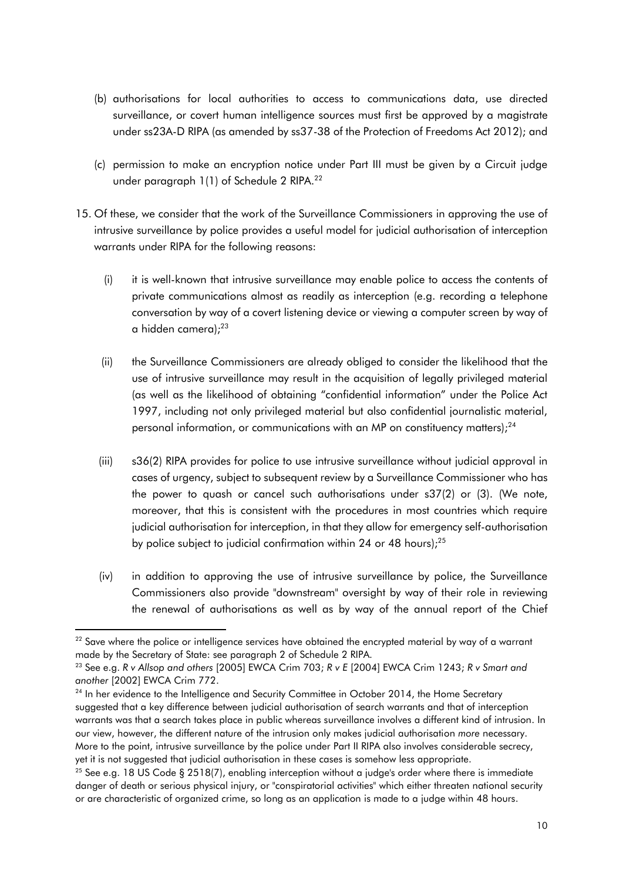(b) authorisations for local authorities to access to communications data, use directed surveillance, or covert human intelligence sources must first be approved by a magistrate under ss23A-D RIPA (as amended by ss37-38 of the Protection of Freedoms Act 2012); and

(c) permission to make an encryption notice under Part III must be given by a Circuit judge under paragraph 1(1) of Schedule 2 RIPA.[22]

15. Of these, we consider that the work of the Surveillance Commissioners in approving the use of intrusive surveillance by police provides a useful model for judicial authorisation of interception warrants under RIPA for the following reasons:

   (i) it is well-known that intrusive surveillance may enable police to access the contents of private communications almost as readily as interception (e.g. recording a telephone conversation by way of a covert listening device or viewing a computer screen by way of a hidden camera);[23]

   (ii) the Surveillance Commissioners are already obliged to consider the likelihood that the use of intrusive surveillance may result in the acquisition of legally privileged material (as well as the likelihood of obtaining "confidential information" under the Police Act 1997, including not only privileged material but also confidential journalistic material, personal information, or communications with an MP on constituency matters);[24]

   (iii) s36(2) RIPA provides for police to use intrusive surveillance without judicial approval in cases of urgency, subject to subsequent review by a Surveillance Commissioner who has the power to quash or cancel such authorisations under s37(2) or (3). (We note, moreover, that this is consistent with the procedures in most countries which require judicial authorisation for interception, in that they allow for emergency self-authorisation by police subject to judicial confirmation within 24 or 48 hours);[25]

   (iv) in addition to approving the use of intrusive surveillance by police, the Surveillance Commissioners also provide "downstream" oversight by way of their role in reviewing the renewal of authorisations as well as by way of the annual report of the Chief

---

[22] Save where the police or intelligence services have obtained the encrypted material by way of a warrant made by the Secretary of State: see paragraph 2 of Schedule 2 RIPA.

[23] See e.g. *R v Allsop and others* [2005] EWCA Crim 703; *R v E* [2004] EWCA Crim 1243; *R v Smart and another* [2002] EWCA Crim 772.

[24] In her evidence to the Intelligence and Security Committee in October 2014, the Home Secretary suggested that a key difference between judicial authorisation of search warrants and that of interception warrants was that a search takes place in public whereas surveillance involves a different kind of intrusion. In our view, however, the different nature of the intrusion only makes judicial authorisation *more* necessary. More to the point, intrusive surveillance by the police under Part II RIPA also involves considerable secrecy, yet it is not suggested that judicial authorisation in these cases is somehow less appropriate.

[25] See e.g. 18 US Code § 2518(7), enabling interception without a judge's order where there is immediate danger of death or serious physical injury, or "conspiratorial activities" which either threaten national security or are characteristic of organized crime, so long as an application is made to a judge within 48 hours.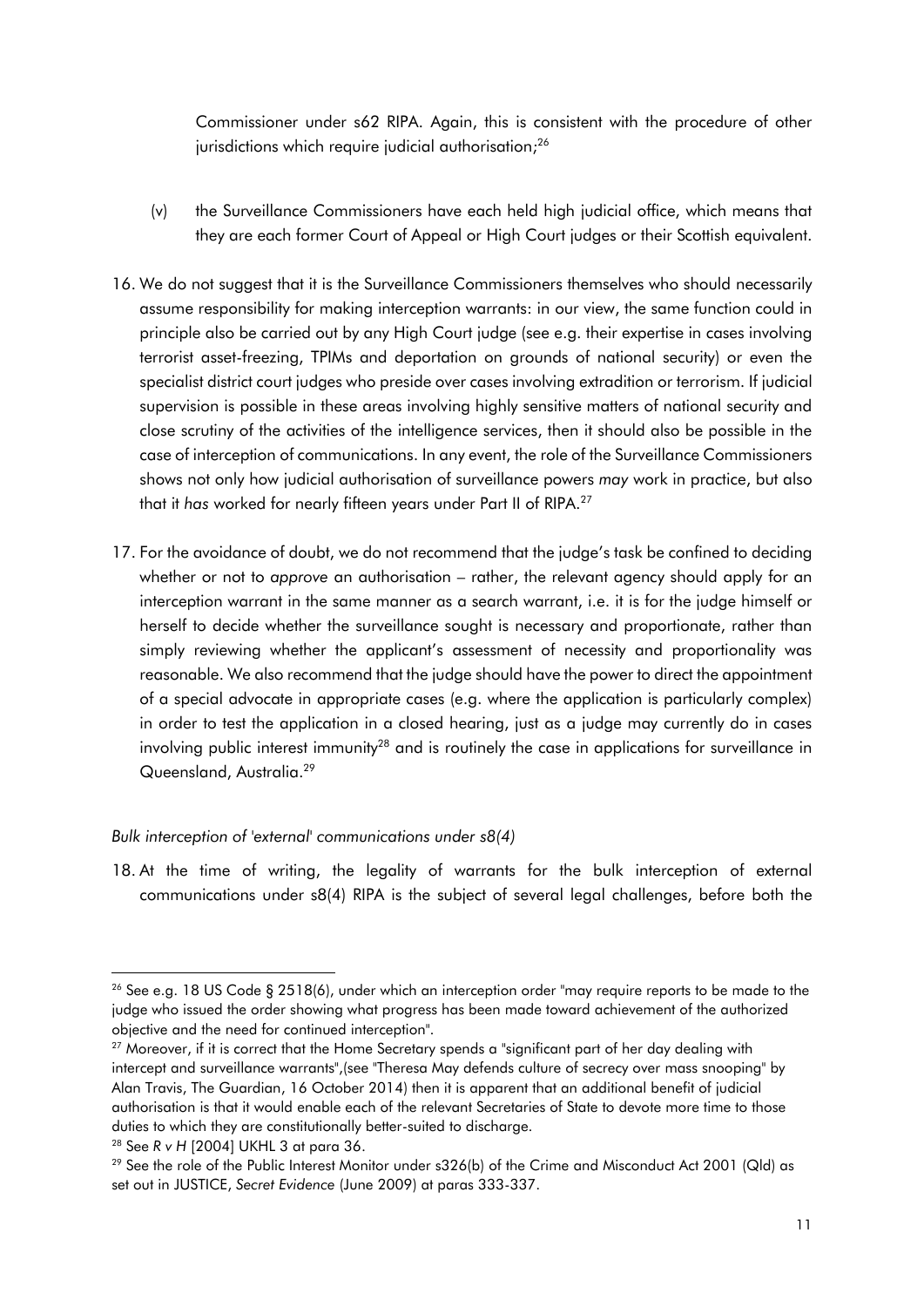Commissioner under s62 RIPA. Again, this is consistent with the procedure of other jurisdictions which require judicial authorisation;[26]

(v) the Surveillance Commissioners have each held high judicial office, which means that they are each former Court of Appeal or High Court judges or their Scottish equivalent.

16. We do not suggest that it is the Surveillance Commissioners themselves who should necessarily assume responsibility for making interception warrants: in our view, the same function could in principle also be carried out by any High Court judge (see e.g. their expertise in cases involving terrorist asset-freezing, TPIMs and deportation on grounds of national security) or even the specialist district court judges who preside over cases involving extradition or terrorism. If judicial supervision is possible in these areas involving highly sensitive matters of national security and close scrutiny of the activities of the intelligence services, then it should also be possible in the case of interception of communications. In any event, the role of the Surveillance Commissioners shows not only how judicial authorisation of surveillance powers *may* work in practice, but also that it *has* worked for nearly fifteen years under Part II of RIPA.[27]

17. For the avoidance of doubt, we do not recommend that the judge's task be confined to deciding whether or not to *approve* an authorisation – rather, the relevant agency should apply for an interception warrant in the same manner as a search warrant, i.e. it is for the judge himself or herself to decide whether the surveillance sought is necessary and proportionate, rather than simply reviewing whether the applicant's assessment of necessity and proportionality was reasonable. We also recommend that the judge should have the power to direct the appointment of a special advocate in appropriate cases (e.g. where the application is particularly complex) in order to test the application in a closed hearing, just as a judge may currently do in cases involving public interest immunity[28] and is routinely the case in applications for surveillance in Queensland, Australia.[29]

*Bulk interception of 'external' communications under s8(4)*

18. At the time of writing, the legality of warrants for the bulk interception of external communications under s8(4) RIPA is the subject of several legal challenges, before both the

---

[26] See e.g. 18 US Code § 2518(6), under which an interception order "may require reports to be made to the judge who issued the order showing what progress has been made toward achievement of the authorized objective and the need for continued interception".

[27] Moreover, if it is correct that the Home Secretary spends a "significant part of her day dealing with intercept and surveillance warrants",(see "Theresa May defends culture of secrecy over mass snooping" by Alan Travis, The Guardian, 16 October 2014) then it is apparent that an additional benefit of judicial authorisation is that it would enable each of the relevant Secretaries of State to devote more time to those duties to which they are constitutionally better-suited to discharge.

[28] See *R v H* [2004] UKHL 3 at para 36.

[29] See the role of the Public Interest Monitor under s326(b) of the Crime and Misconduct Act 2001 (Qld) as set out in JUSTICE, *Secret Evidence* (June 2009) at paras 333-337.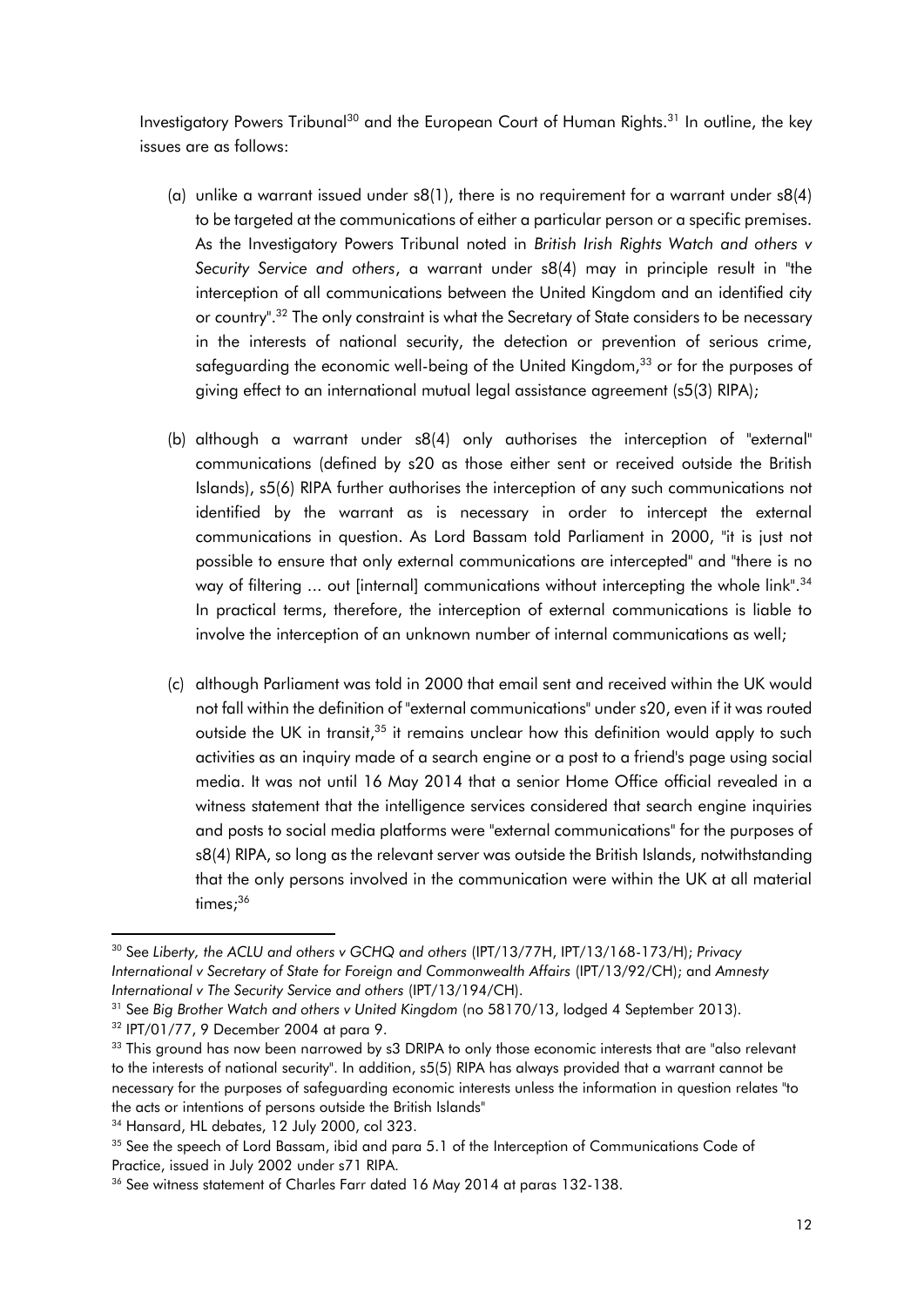Investigatory Powers Tribunal[30] and the European Court of Human Rights.[31] In outline, the key issues are as follows:

(a) unlike a warrant issued under s8(1), there is no requirement for a warrant under s8(4) to be targeted at the communications of either a particular person or a specific premises. As the Investigatory Powers Tribunal noted in *British Irish Rights Watch and others v Security Service and others*, a warrant under s8(4) may in principle result in "the interception of all communications between the United Kingdom and an identified city or country".[32] The only constraint is what the Secretary of State considers to be necessary in the interests of national security, the detection or prevention of serious crime, safeguarding the economic well-being of the United Kingdom,[33] or for the purposes of giving effect to an international mutual legal assistance agreement (s5(3) RIPA);

(b) although a warrant under s8(4) only authorises the interception of "external" communications (defined by s20 as those either sent or received outside the British Islands), s5(6) RIPA further authorises the interception of any such communications not identified by the warrant as is necessary in order to intercept the external communications in question. As Lord Bassam told Parliament in 2000, "it is just not possible to ensure that only external communications are intercepted" and "there is no way of filtering ... out [internal] communications without intercepting the whole link".[34] In practical terms, therefore, the interception of external communications is liable to involve the interception of an unknown number of internal communications as well;

(c) although Parliament was told in 2000 that email sent and received within the UK would not fall within the definition of "external communications" under s20, even if it was routed outside the UK in transit,[35] it remains unclear how this definition would apply to such activities as an inquiry made of a search engine or a post to a friend's page using social media. It was not until 16 May 2014 that a senior Home Office official revealed in a witness statement that the intelligence services considered that search engine inquiries and posts to social media platforms were "external communications" for the purposes of s8(4) RIPA, so long as the relevant server was outside the British Islands, notwithstanding that the only persons involved in the communication were within the UK at all material times;[36]

---

[30] See *Liberty, the ACLU and others v GCHQ and others* (IPT/13/77H, IPT/13/168-173/H); *Privacy International v Secretary of State for Foreign and Commonwealth Affairs* (IPT/13/92/CH); and *Amnesty International v The Security Service and others* (IPT/13/194/CH).

[31] See *Big Brother Watch and others v United Kingdom* (no 58170/13, lodged 4 September 2013).

[32] IPT/01/77, 9 December 2004 at para 9.

[33] This ground has now been narrowed by s3 DRIPA to only those economic interests that are "also relevant to the interests of national security". In addition, s5(5) RIPA has always provided that a warrant cannot be necessary for the purposes of safeguarding economic interests unless the information in question relates "to the acts or intentions of persons outside the British Islands"

[34] Hansard, HL debates, 12 July 2000, col 323.

[35] See the speech of Lord Bassam, ibid and para 5.1 of the Interception of Communications Code of Practice, issued in July 2002 under s71 RIPA.

[36] See witness statement of Charles Farr dated 16 May 2014 at paras 132-138.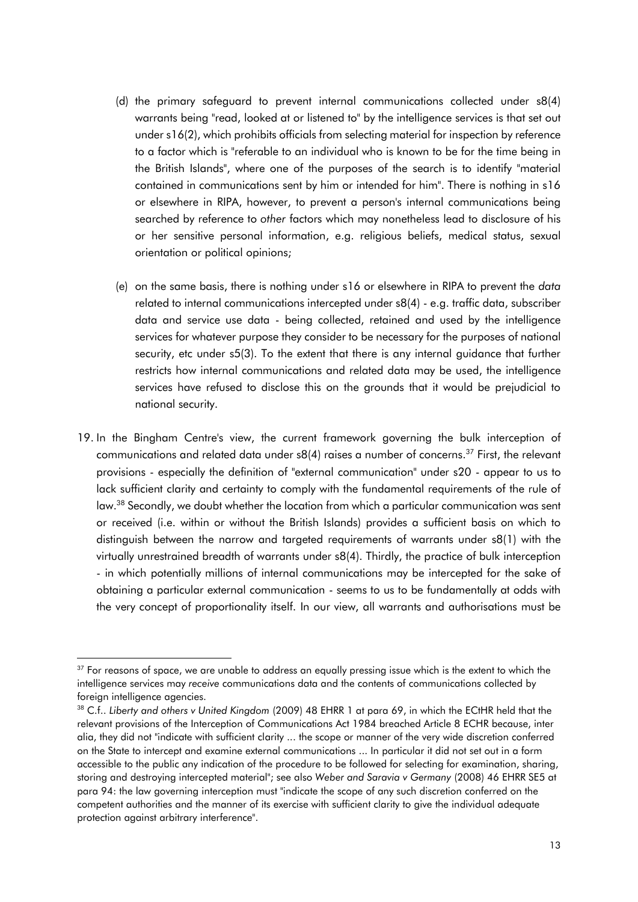(d) the primary safeguard to prevent internal communications collected under s8(4) warrants being "read, looked at or listened to" by the intelligence services is that set out under s16(2), which prohibits officials from selecting material for inspection by reference to a factor which is "referable to an individual who is known to be for the time being in the British Islands", where one of the purposes of the search is to identify "material contained in communications sent by him or intended for him". There is nothing in s16 or elsewhere in RIPA, however, to prevent a person's internal communications being searched by reference to *other* factors which may nonetheless lead to disclosure of his or her sensitive personal information, e.g. religious beliefs, medical status, sexual orientation or political opinions;

(e) on the same basis, there is nothing under s16 or elsewhere in RIPA to prevent the *data* related to internal communications intercepted under s8(4) - e.g. traffic data, subscriber data and service use data - being collected, retained and used by the intelligence services for whatever purpose they consider to be necessary for the purposes of national security, etc under s5(3). To the extent that there is any internal guidance that further restricts how internal communications and related data may be used, the intelligence services have refused to disclose this on the grounds that it would be prejudicial to national security.

19. In the Bingham Centre's view, the current framework governing the bulk interception of communications and related data under s8(4) raises a number of concerns.[37] First, the relevant provisions - especially the definition of "external communication" under s20 - appear to us to lack sufficient clarity and certainty to comply with the fundamental requirements of the rule of law.[38] Secondly, we doubt whether the location from which a particular communication was sent or received (i.e. within or without the British Islands) provides a sufficient basis on which to distinguish between the narrow and targeted requirements of warrants under s8(1) with the virtually unrestrained breadth of warrants under s8(4). Thirdly, the practice of bulk interception - in which potentially millions of internal communications may be intercepted for the sake of obtaining a particular external communication - seems to us to be fundamentally at odds with the very concept of proportionality itself. In our view, all warrants and authorisations must be

---

[37] For reasons of space, we are unable to address an equally pressing issue which is the extent to which the intelligence services may *receive* communications data and the contents of communications collected by foreign intelligence agencies.

[38] C.f.. *Liberty and others v United Kingdom* (2009) 48 EHRR 1 at para 69, in which the ECtHR held that the relevant provisions of the Interception of Communications Act 1984 breached Article 8 ECHR because, inter alia, they did not "indicate with sufficient clarity ... the scope or manner of the very wide discretion conferred on the State to intercept and examine external communications ... In particular it did not set out in a form accessible to the public any indication of the procedure to be followed for selecting for examination, sharing, storing and destroying intercepted material"; see also *Weber and Saravia v Germany* (2008) 46 EHRR SE5 at para 94: the law governing interception must "indicate the scope of any such discretion conferred on the competent authorities and the manner of its exercise with sufficient clarity to give the individual adequate protection against arbitrary interference".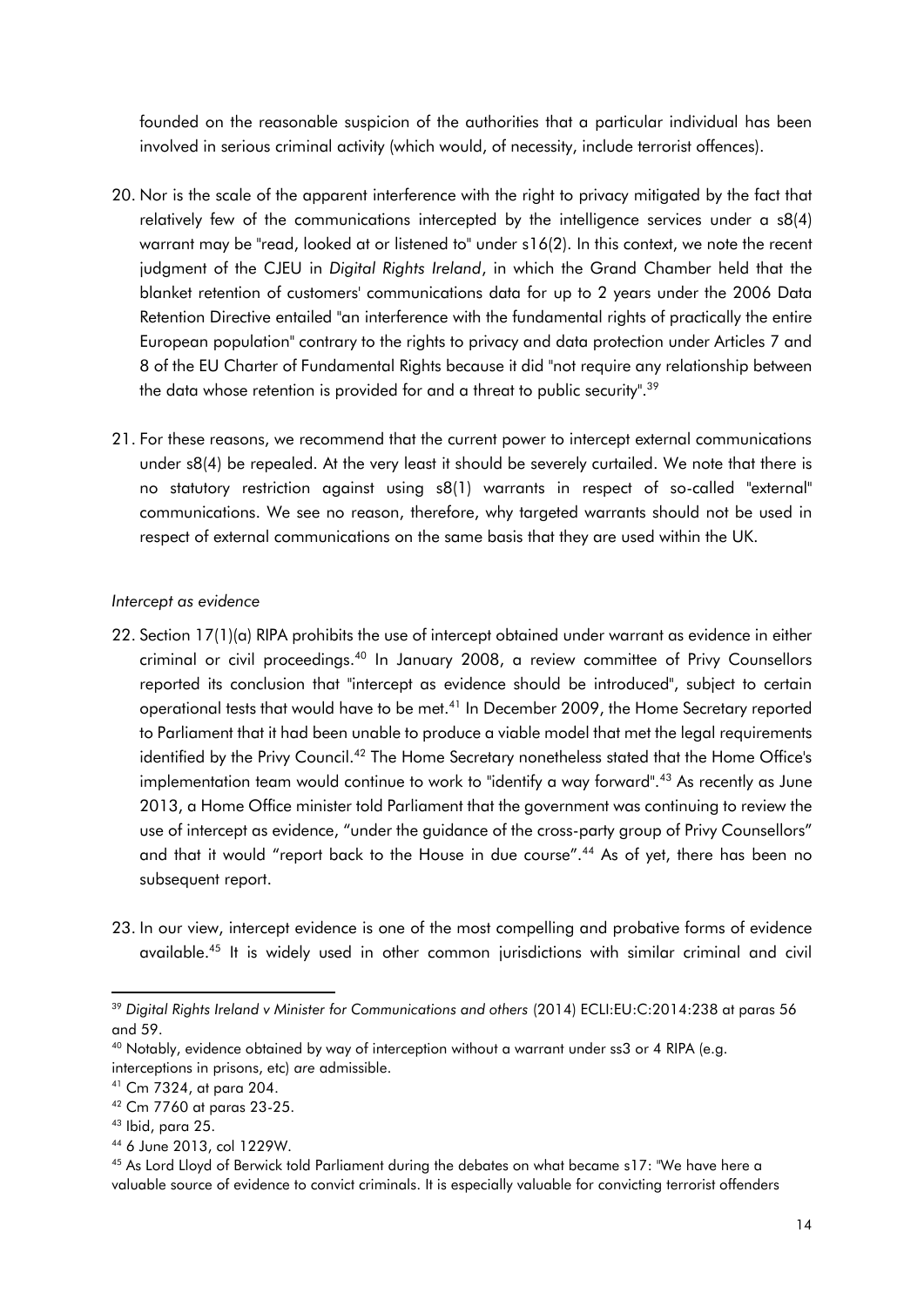founded on the reasonable suspicion of the authorities that a particular individual has been involved in serious criminal activity (which would, of necessity, include terrorist offences).

20. Nor is the scale of the apparent interference with the right to privacy mitigated by the fact that relatively few of the communications intercepted by the intelligence services under a s8(4) warrant may be "read, looked at or listened to" under s16(2). In this context, we note the recent judgment of the CJEU in *Digital Rights Ireland*, in which the Grand Chamber held that the blanket retention of customers' communications data for up to 2 years under the 2006 Data Retention Directive entailed "an interference with the fundamental rights of practically the entire European population" contrary to the rights to privacy and data protection under Articles 7 and 8 of the EU Charter of Fundamental Rights because it did "not require any relationship between the data whose retention is provided for and a threat to public security".[39]

21. For these reasons, we recommend that the current power to intercept external communications under s8(4) be repealed. At the very least it should be severely curtailed. We note that there is no statutory restriction against using s8(1) warrants in respect of so-called "external" communications. We see no reason, therefore, why targeted warrants should not be used in respect of external communications on the same basis that they are used within the UK.

*Intercept as evidence*

22. Section 17(1)(a) RIPA prohibits the use of intercept obtained under warrant as evidence in either criminal or civil proceedings.[40] In January 2008, a review committee of Privy Counsellors reported its conclusion that "intercept as evidence should be introduced", subject to certain operational tests that would have to be met.[41] In December 2009, the Home Secretary reported to Parliament that it had been unable to produce a viable model that met the legal requirements identified by the Privy Council.[42] The Home Secretary nonetheless stated that the Home Office's implementation team would continue to work to "identify a way forward".[43] As recently as June 2013, a Home Office minister told Parliament that the government was continuing to review the use of intercept as evidence, "under the guidance of the cross-party group of Privy Counsellors" and that it would "report back to the House in due course".[44] As of yet, there has been no subsequent report.

23. In our view, intercept evidence is one of the most compelling and probative forms of evidence available.[45] It is widely used in other common jurisdictions with similar criminal and civil

---

[39] *Digital Rights Ireland v Minister for Communications and others* (2014) ECLI:EU:C:2014:238 at paras 56 and 59.

[40] Notably, evidence obtained by way of interception without a warrant under ss3 or 4 RIPA (e.g. interceptions in prisons, etc) *are* admissible.

[41] Cm 7324, at para 204.

[42] Cm 7760 at paras 23-25.

[43] Ibid, para 25.

[44] 6 June 2013, col 1229W.

[45] As Lord Lloyd of Berwick told Parliament during the debates on what became s17: "We have here a valuable source of evidence to convict criminals. It is especially valuable for convicting terrorist offenders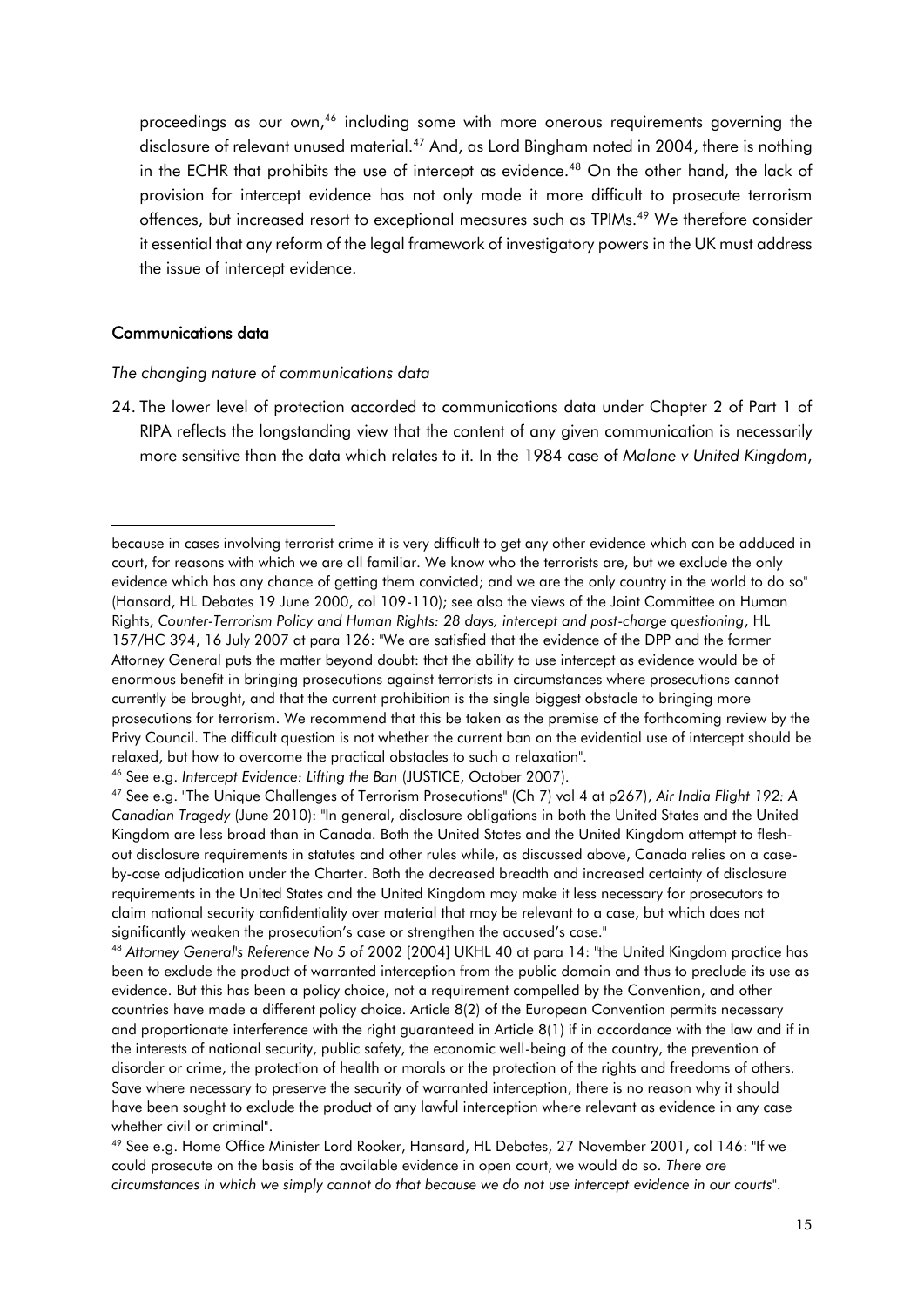proceedings as our own,[46] including some with more onerous requirements governing the disclosure of relevant unused material.[47] And, as Lord Bingham noted in 2004, there is nothing in the ECHR that prohibits the use of intercept as evidence.[48] On the other hand, the lack of provision for intercept evidence has not only made it more difficult to prosecute terrorism offences, but increased resort to exceptional measures such as TPIMs.[49] We therefore consider it essential that any reform of the legal framework of investigatory powers in the UK must address the issue of intercept evidence.

### Communications data

*The changing nature of communications data*

24. The lower level of protection accorded to communications data under Chapter 2 of Part 1 of RIPA reflects the longstanding view that the content of any given communication is necessarily more sensitive than the data which relates to it. In the 1984 case of *Malone v United Kingdom*,

---

because in cases involving terrorist crime it is very difficult to get any other evidence which can be adduced in court, for reasons with which we are all familiar. We know who the terrorists are, but we exclude the only evidence which has any chance of getting them convicted; and we are the only country in the world to do so" (Hansard, HL Debates 19 June 2000, col 109-110); see also the views of the Joint Committee on Human Rights, *Counter-Terrorism Policy and Human Rights: 28 days, intercept and post-charge questioning*, HL 157/HC 394, 16 July 2007 at para 126: "We are satisfied that the evidence of the DPP and the former Attorney General puts the matter beyond doubt: that the ability to use intercept as evidence would be of enormous benefit in bringing prosecutions against terrorists in circumstances where prosecutions cannot currently be brought, and that the current prohibition is the single biggest obstacle to bringing more prosecutions for terrorism. We recommend that this be taken as the premise of the forthcoming review by the Privy Council. The difficult question is not whether the current ban on the evidential use of intercept should be relaxed, but how to overcome the practical obstacles to such a relaxation".

[46] See e.g. *Intercept Evidence: Lifting the Ban* (JUSTICE, October 2007).

[47] See e.g. "The Unique Challenges of Terrorism Prosecutions" (Ch 7) vol 4 at p267), *Air India Flight 192: A Canadian Tragedy* (June 2010): "In general, disclosure obligations in both the United States and the United Kingdom are less broad than in Canada. Both the United States and the United Kingdom attempt to flesh-out disclosure requirements in statutes and other rules while, as discussed above, Canada relies on a case-by-case adjudication under the Charter. Both the decreased breadth and increased certainty of disclosure requirements in the United States and the United Kingdom may make it less necessary for prosecutors to claim national security confidentiality over material that may be relevant to a case, but which does not significantly weaken the prosecution's case or strengthen the accused's case."

[48] *Attorney General's Reference No 5 of* 2002 [2004] UKHL 40 at para 14: "the United Kingdom practice has been to exclude the product of warranted interception from the public domain and thus to preclude its use as evidence. But this has been a policy choice, not a requirement compelled by the Convention, and other countries have made a different policy choice. Article 8(2) of the European Convention permits necessary and proportionate interference with the right guaranteed in Article 8(1) if in accordance with the law and if in the interests of national security, public safety, the economic well-being of the country, the prevention of disorder or crime, the protection of health or morals or the protection of the rights and freedoms of others. Save where necessary to preserve the security of warranted interception, there is no reason why it should have been sought to exclude the product of any lawful interception where relevant as evidence in any case whether civil or criminal".

[49] See e.g. Home Office Minister Lord Rooker, Hansard, HL Debates, 27 November 2001, col 146: "If we could prosecute on the basis of the available evidence in open court, we would do so. *There are circumstances in which we simply cannot do that because we do not use intercept evidence in our courts*".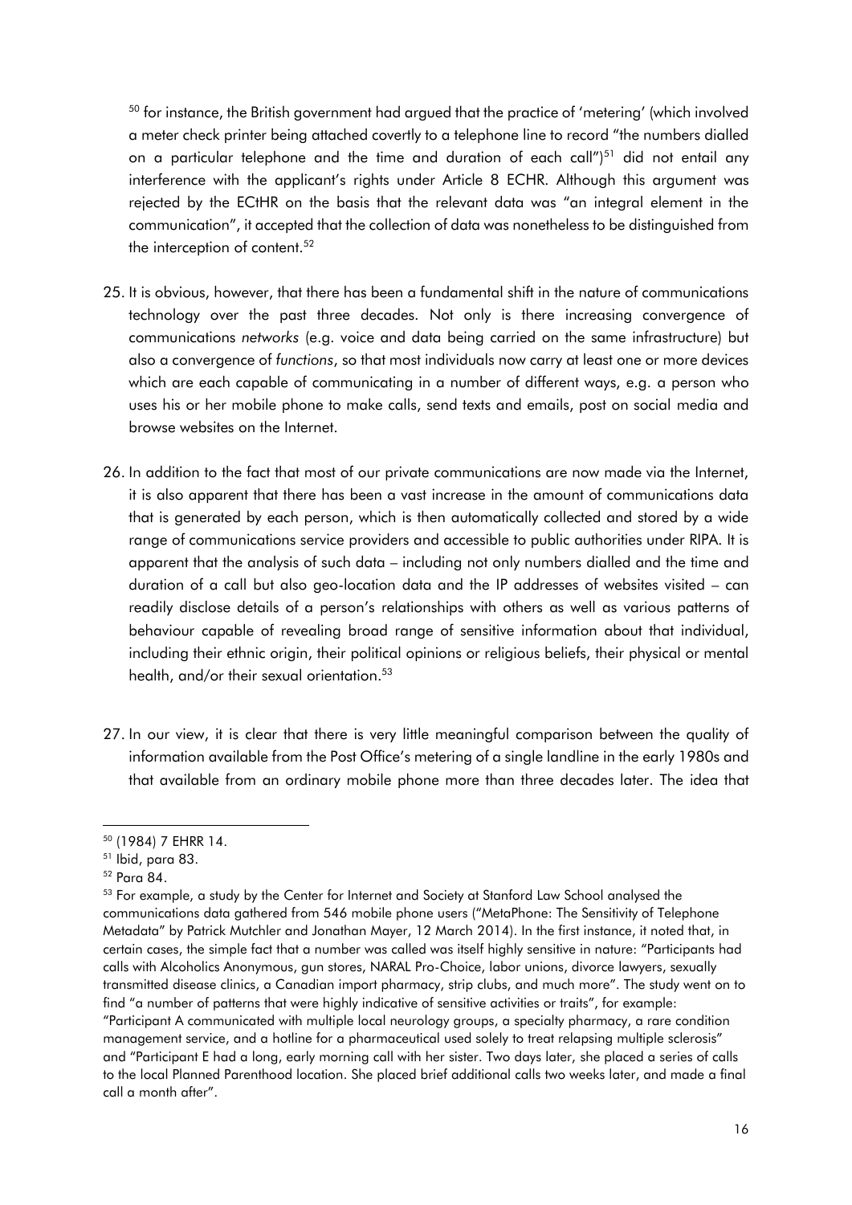[50] for instance, the British government had argued that the practice of 'metering' (which involved a meter check printer being attached covertly to a telephone line to record "the numbers dialled on a particular telephone and the time and duration of each call")[51] did not entail any interference with the applicant's rights under Article 8 ECHR. Although this argument was rejected by the ECtHR on the basis that the relevant data was "an integral element in the communication", it accepted that the collection of data was nonetheless to be distinguished from the interception of content.[52]

25. It is obvious, however, that there has been a fundamental shift in the nature of communications technology over the past three decades. Not only is there increasing convergence of communications *networks* (e.g. voice and data being carried on the same infrastructure) but also a convergence of *functions*, so that most individuals now carry at least one or more devices which are each capable of communicating in a number of different ways, e.g. a person who uses his or her mobile phone to make calls, send texts and emails, post on social media and browse websites on the Internet.

26. In addition to the fact that most of our private communications are now made via the Internet, it is also apparent that there has been a vast increase in the amount of communications data that is generated by each person, which is then automatically collected and stored by a wide range of communications service providers and accessible to public authorities under RIPA. It is apparent that the analysis of such data – including not only numbers dialled and the time and duration of a call but also geo-location data and the IP addresses of websites visited – can readily disclose details of a person's relationships with others as well as various patterns of behaviour capable of revealing broad range of sensitive information about that individual, including their ethnic origin, their political opinions or religious beliefs, their physical or mental health, and/or their sexual orientation.[53]

27. In our view, it is clear that there is very little meaningful comparison between the quality of information available from the Post Office's metering of a single landline in the early 1980s and that available from an ordinary mobile phone more than three decades later. The idea that

---

[50] (1984) 7 EHRR 14.

[51] Ibid, para 83.

[52] Para 84.

[53] For example, a study by the Center for Internet and Society at Stanford Law School analysed the communications data gathered from 546 mobile phone users ("MetaPhone: The Sensitivity of Telephone Metadata" by Patrick Mutchler and Jonathan Mayer, 12 March 2014). In the first instance, it noted that, in certain cases, the simple fact that a number was called was itself highly sensitive in nature: "Participants had calls with Alcoholics Anonymous, gun stores, NARAL Pro-Choice, labor unions, divorce lawyers, sexually transmitted disease clinics, a Canadian import pharmacy, strip clubs, and much more". The study went on to find "a number of patterns that were highly indicative of sensitive activities or traits", for example: "Participant A communicated with multiple local neurology groups, a specialty pharmacy, a rare condition management service, and a hotline for a pharmaceutical used solely to treat relapsing multiple sclerosis" and "Participant E had a long, early morning call with her sister. Two days later, she placed a series of calls to the local Planned Parenthood location. She placed brief additional calls two weeks later, and made a final call a month after".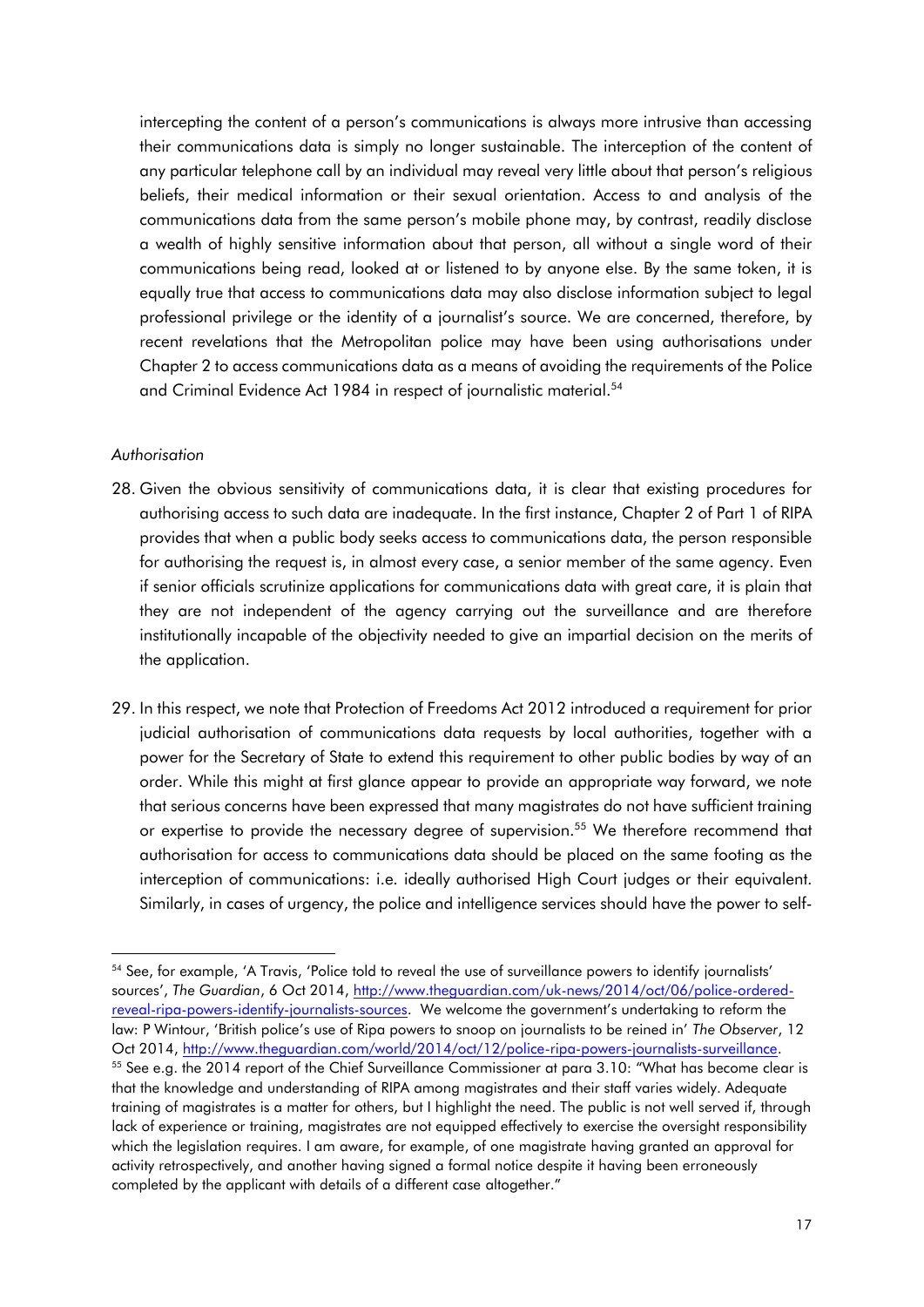intercepting the content of a person's communications is always more intrusive than accessing their communications data is simply no longer sustainable. The interception of the content of any particular telephone call by an individual may reveal very little about that person's religious beliefs, their medical information or their sexual orientation. Access to and analysis of the communications data from the same person's mobile phone may, by contrast, readily disclose a wealth of highly sensitive information about that person, all without a single word of their communications being read, looked at or listened to by anyone else. By the same token, it is equally true that access to communications data may also disclose information subject to legal professional privilege or the identity of a journalist's source. We are concerned, therefore, by recent revelations that the Metropolitan police may have been using authorisations under Chapter 2 to access communications data as a means of avoiding the requirements of the Police and Criminal Evidence Act 1984 in respect of journalistic material.[54]

*Authorisation*

28. Given the obvious sensitivity of communications data, it is clear that existing procedures for authorising access to such data are inadequate. In the first instance, Chapter 2 of Part 1 of RIPA provides that when a public body seeks access to communications data, the person responsible for authorising the request is, in almost every case, a senior member of the same agency. Even if senior officials scrutinize applications for communications data with great care, it is plain that they are not independent of the agency carrying out the surveillance and are therefore institutionally incapable of the objectivity needed to give an impartial decision on the merits of the application.

29. In this respect, we note that Protection of Freedoms Act 2012 introduced a requirement for prior judicial authorisation of communications data requests by local authorities, together with a power for the Secretary of State to extend this requirement to other public bodies by way of an order. While this might at first glance appear to provide an appropriate way forward, we note that serious concerns have been expressed that many magistrates do not have sufficient training or expertise to provide the necessary degree of supervision.[55] We therefore recommend that authorisation for access to communications data should be placed on the same footing as the interception of communications: i.e. ideally authorised High Court judges or their equivalent. Similarly, in cases of urgency, the police and intelligence services should have the power to self-

---

[54] See, for example, 'A Travis, 'Police told to reveal the use of surveillance powers to identify journalists' sources', *The Guardian*, 6 Oct 2014, http://www.theguardian.com/uk-news/2014/oct/06/police-ordered-reveal-ripa-powers-identify-journalists-sources. We welcome the government's undertaking to reform the law: P Wintour, 'British police's use of Ripa powers to snoop on journalists to be reined in' *The Observer*, 12 Oct 2014, http://www.theguardian.com/world/2014/oct/12/police-ripa-powers-journalists-surveillance.

[55] See e.g. the 2014 report of the Chief Surveillance Commissioner at para 3.10: "What has become clear is that the knowledge and understanding of RIPA among magistrates and their staff varies widely. Adequate training of magistrates is a matter for others, but I highlight the need. The public is not well served if, through lack of experience or training, magistrates are not equipped effectively to exercise the oversight responsibility which the legislation requires. I am aware, for example, of one magistrate having granted an approval for activity retrospectively, and another having signed a formal notice despite it having been erroneously completed by the applicant with details of a different case altogether."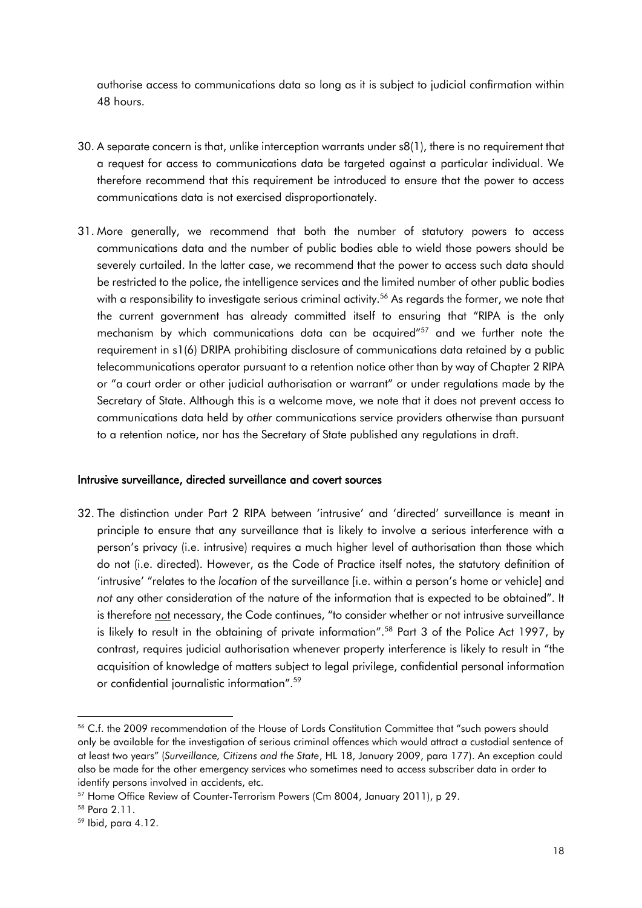authorise access to communications data so long as it is subject to judicial confirmation within 48 hours.

30. A separate concern is that, unlike interception warrants under s8(1), there is no requirement that a request for access to communications data be targeted against a particular individual. We therefore recommend that this requirement be introduced to ensure that the power to access communications data is not exercised disproportionately.

31. More generally, we recommend that both the number of statutory powers to access communications data and the number of public bodies able to wield those powers should be severely curtailed. In the latter case, we recommend that the power to access such data should be restricted to the police, the intelligence services and the limited number of other public bodies with a responsibility to investigate serious criminal activity.[56] As regards the former, we note that the current government has already committed itself to ensuring that "RIPA is the only mechanism by which communications data can be acquired"[57] and we further note the requirement in s1(6) DRIPA prohibiting disclosure of communications data retained by a public telecommunications operator pursuant to a retention notice other than by way of Chapter 2 RIPA or "a court order or other judicial authorisation or warrant" or under regulations made by the Secretary of State. Although this is a welcome move, we note that it does not prevent access to communications data held by *other* communications service providers otherwise than pursuant to a retention notice, nor has the Secretary of State published any regulations in draft.

### Intrusive surveillance, directed surveillance and covert sources

32. The distinction under Part 2 RIPA between 'intrusive' and 'directed' surveillance is meant in principle to ensure that any surveillance that is likely to involve a serious interference with a person's privacy (i.e. intrusive) requires a much higher level of authorisation than those which do not (i.e. directed). However, as the Code of Practice itself notes, the statutory definition of 'intrusive' "relates to the *location* of the surveillance [i.e. within a person's home or vehicle] and *not* any other consideration of the nature of the information that is expected to be obtained". It is therefore not necessary, the Code continues, "to consider whether or not intrusive surveillance is likely to result in the obtaining of private information".[58] Part 3 of the Police Act 1997, by contrast, requires judicial authorisation whenever property interference is likely to result in "the acquisition of knowledge of matters subject to legal privilege, confidential personal information or confidential journalistic information".[59]

---

[56] C.f. the 2009 recommendation of the House of Lords Constitution Committee that "such powers should only be available for the investigation of serious criminal offences which would attract a custodial sentence of at least two years" (*Surveillance, Citizens and the State*, HL 18, January 2009, para 177). An exception could also be made for the other emergency services who sometimes need to access subscriber data in order to identify persons involved in accidents, etc.

[57] Home Office Review of Counter-Terrorism Powers (Cm 8004, January 2011), p 29.

[58] Para 2.11.

[59] Ibid, para 4.12.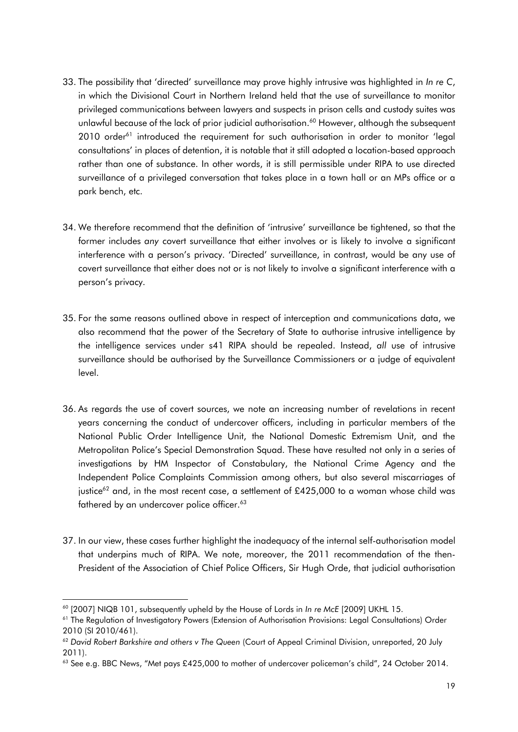33. The possibility that 'directed' surveillance may prove highly intrusive was highlighted in *In re C*, in which the Divisional Court in Northern Ireland held that the use of surveillance to monitor privileged communications between lawyers and suspects in prison cells and custody suites was unlawful because of the lack of prior judicial authorisation.[60] However, although the subsequent 2010 order[61] introduced the requirement for such authorisation in order to monitor 'legal consultations' in places of detention, it is notable that it still adopted a location-based approach rather than one of substance. In other words, it is still permissible under RIPA to use directed surveillance of a privileged conversation that takes place in a town hall or an MPs office or a park bench, etc.

34. We therefore recommend that the definition of 'intrusive' surveillance be tightened, so that the former includes *any* covert surveillance that either involves or is likely to involve a significant interference with a person's privacy. 'Directed' surveillance, in contrast, would be any use of covert surveillance that either does not or is not likely to involve a significant interference with a person's privacy.

35. For the same reasons outlined above in respect of interception and communications data, we also recommend that the power of the Secretary of State to authorise intrusive intelligence by the intelligence services under s41 RIPA should be repealed. Instead, *all* use of intrusive surveillance should be authorised by the Surveillance Commissioners or a judge of equivalent level.

36. As regards the use of covert sources, we note an increasing number of revelations in recent years concerning the conduct of undercover officers, including in particular members of the National Public Order Intelligence Unit, the National Domestic Extremism Unit, and the Metropolitan Police's Special Demonstration Squad. These have resulted not only in a series of investigations by HM Inspector of Constabulary, the National Crime Agency and the Independent Police Complaints Commission among others, but also several miscarriages of justice[62] and, in the most recent case, a settlement of £425,000 to a woman whose child was fathered by an undercover police officer.[63]

37. In our view, these cases further highlight the inadequacy of the internal self-authorisation model that underpins much of RIPA. We note, moreover, the 2011 recommendation of the then-President of the Association of Chief Police Officers, Sir Hugh Orde, that judicial authorisation

---

[60] [2007] NIQB 101, subsequently upheld by the House of Lords in *In re McE* [2009] UKHL 15.

[61] The Regulation of Investigatory Powers (Extension of Authorisation Provisions: Legal Consultations) Order 2010 (SI 2010/461).

[62] *David Robert Barkshire and others v The Queen* (Court of Appeal Criminal Division, unreported, 20 July 2011).

[63] See e.g. BBC News, "Met pays £425,000 to mother of undercover policeman's child", 24 October 2014.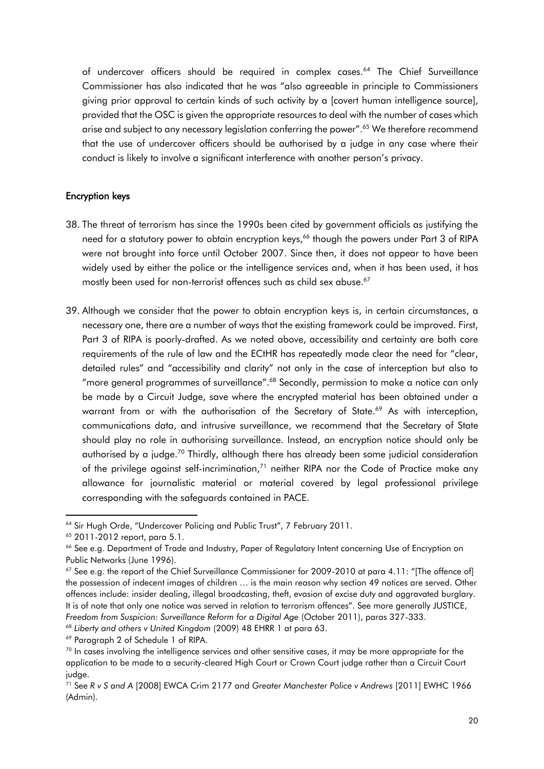of undercover officers should be required in complex cases.[64] The Chief Surveillance Commissioner has also indicated that he was "also agreeable in principle to Commissioners giving prior approval to certain kinds of such activity by a [covert human intelligence source], provided that the OSC is given the appropriate resources to deal with the number of cases which arise and subject to any necessary legislation conferring the power".[65] We therefore recommend that the use of undercover officers should be authorised by a judge in any case where their conduct is likely to involve a significant interference with another person's privacy.

## Encryption keys

38. The threat of terrorism has since the 1990s been cited by government officials as justifying the need for a statutory power to obtain encryption keys,[66] though the powers under Part 3 of RIPA were not brought into force until October 2007. Since then, it does not appear to have been widely used by either the police or the intelligence services and, when it has been used, it has mostly been used for non-terrorist offences such as child sex abuse.[67]

39. Although we consider that the power to obtain encryption keys is, in certain circumstances, a necessary one, there are a number of ways that the existing framework could be improved. First, Part 3 of RIPA is poorly-drafted. As we noted above, accessibility and certainty are both core requirements of the rule of law and the ECtHR has repeatedly made clear the need for "clear, detailed rules" and "accessibility and clarity" not only in the case of interception but also to "more general programmes of surveillance".[68] Secondly, permission to make a notice can only be made by a Circuit Judge, save where the encrypted material has been obtained under a warrant from or with the authorisation of the Secretary of State.[69] As with interception, communications data, and intrusive surveillance, we recommend that the Secretary of State should play no role in authorising surveillance. Instead, an encryption notice should only be authorised by a judge.[70] Thirdly, although there has already been some judicial consideration of the privilege against self-incrimination,[71] neither RIPA nor the Code of Practice make any allowance for journalistic material or material covered by legal professional privilege corresponding with the safeguards contained in PACE.

---

[64] Sir Hugh Orde, "Undercover Policing and Public Trust", 7 February 2011.

[65] 2011-2012 report, para 5.1.

[66] See e.g. Department of Trade and Industry, Paper of Regulatory Intent concerning Use of Encryption on Public Networks (June 1996).

[67] See e.g. the report of the Chief Surveillance Commissioner for 2009-2010 at para 4.11: "[The offence of] the possession of indecent images of children … is the main reason why section 49 notices are served. Other offences include: insider dealing, illegal broadcasting, theft, evasion of excise duty and aggravated burglary. It is of note that only one notice was served in relation to terrorism offences". See more generally JUSTICE, *Freedom from Suspicion: Surveillance Reform for a Digital Age* (October 2011), paras 327-333.

[68] *Liberty and others v United Kingdom* (2009) 48 EHRR 1 at para 63.

[69] Paragraph 2 of Schedule 1 of RIPA.

[70] In cases involving the intelligence services and other sensitive cases, it may be more appropriate for the application to be made to a security-cleared High Court or Crown Court judge rather than a Circuit Court judge.

[71] See *R v S and A* [2008] EWCA Crim 2177 and *Greater Manchester Police v Andrews* [2011] EWHC 1966 (Admin).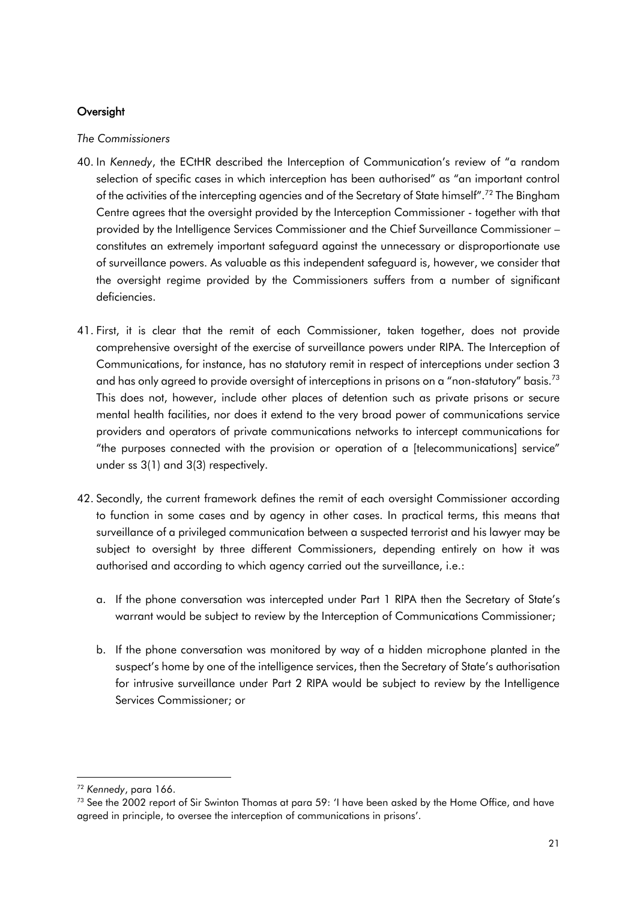## Oversight

*The Commissioners*

40. In *Kennedy*, the ECtHR described the Interception of Communication's review of "a random selection of specific cases in which interception has been authorised" as "an important control of the activities of the intercepting agencies and of the Secretary of State himself".[72] The Bingham Centre agrees that the oversight provided by the Interception Commissioner - together with that provided by the Intelligence Services Commissioner and the Chief Surveillance Commissioner – constitutes an extremely important safeguard against the unnecessary or disproportionate use of surveillance powers. As valuable as this independent safeguard is, however, we consider that the oversight regime provided by the Commissioners suffers from a number of significant deficiencies.

41. First, it is clear that the remit of each Commissioner, taken together, does not provide comprehensive oversight of the exercise of surveillance powers under RIPA. The Interception of Communications, for instance, has no statutory remit in respect of interceptions under section 3 and has only agreed to provide oversight of interceptions in prisons on a "non-statutory" basis.[73] This does not, however, include other places of detention such as private prisons or secure mental health facilities, nor does it extend to the very broad power of communications service providers and operators of private communications networks to intercept communications for "the purposes connected with the provision or operation of a [telecommunications] service" under ss 3(1) and 3(3) respectively.

42. Secondly, the current framework defines the remit of each oversight Commissioner according to function in some cases and by agency in other cases. In practical terms, this means that surveillance of a privileged communication between a suspected terrorist and his lawyer may be subject to oversight by three different Commissioners, depending entirely on how it was authorised and according to which agency carried out the surveillance, i.e.:

    a. If the phone conversation was intercepted under Part 1 RIPA then the Secretary of State's warrant would be subject to review by the Interception of Communications Commissioner;

    b. If the phone conversation was monitored by way of a hidden microphone planted in the suspect's home by one of the intelligence services, then the Secretary of State's authorisation for intrusive surveillance under Part 2 RIPA would be subject to review by the Intelligence Services Commissioner; or

---

[72] *Kennedy*, para 166.

[73] See the 2002 report of Sir Swinton Thomas at para 59: 'I have been asked by the Home Office, and have agreed in principle, to oversee the interception of communications in prisons'.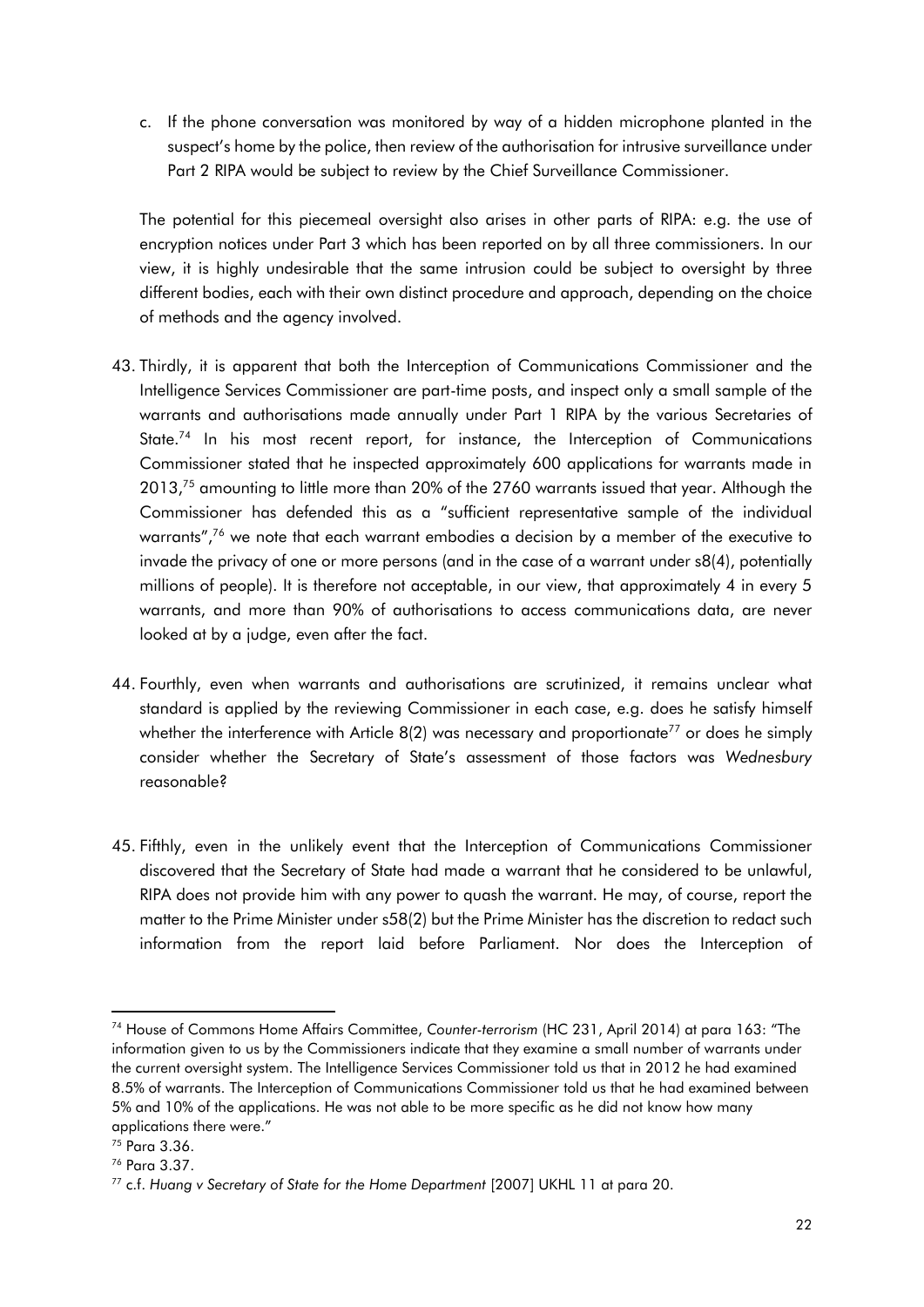c. If the phone conversation was monitored by way of a hidden microphone planted in the suspect's home by the police, then review of the authorisation for intrusive surveillance under Part 2 RIPA would be subject to review by the Chief Surveillance Commissioner.

The potential for this piecemeal oversight also arises in other parts of RIPA: e.g. the use of encryption notices under Part 3 which has been reported on by all three commissioners. In our view, it is highly undesirable that the same intrusion could be subject to oversight by three different bodies, each with their own distinct procedure and approach, depending on the choice of methods and the agency involved.

43. Thirdly, it is apparent that both the Interception of Communications Commissioner and the Intelligence Services Commissioner are part-time posts, and inspect only a small sample of the warrants and authorisations made annually under Part 1 RIPA by the various Secretaries of State.[74] In his most recent report, for instance, the Interception of Communications Commissioner stated that he inspected approximately 600 applications for warrants made in 2013,[75] amounting to little more than 20% of the 2760 warrants issued that year. Although the Commissioner has defended this as a "sufficient representative sample of the individual warrants",[76] we note that each warrant embodies a decision by a member of the executive to invade the privacy of one or more persons (and in the case of a warrant under s8(4), potentially millions of people). It is therefore not acceptable, in our view, that approximately 4 in every 5 warrants, and more than 90% of authorisations to access communications data, are never looked at by a judge, even after the fact.

44. Fourthly, even when warrants and authorisations are scrutinized, it remains unclear what standard is applied by the reviewing Commissioner in each case, e.g. does he satisfy himself whether the interference with Article 8(2) was necessary and proportionate[77] or does he simply consider whether the Secretary of State's assessment of those factors was *Wednesbury* reasonable?

45. Fifthly, even in the unlikely event that the Interception of Communications Commissioner discovered that the Secretary of State had made a warrant that he considered to be unlawful, RIPA does not provide him with any power to quash the warrant. He may, of course, report the matter to the Prime Minister under s58(2) but the Prime Minister has the discretion to redact such information from the report laid before Parliament. Nor does the Interception of

---

[74] House of Commons Home Affairs Committee, *Counter-terrorism* (HC 231, April 2014) at para 163: "The information given to us by the Commissioners indicate that they examine a small number of warrants under the current oversight system. The Intelligence Services Commissioner told us that in 2012 he had examined 8.5% of warrants. The Interception of Communications Commissioner told us that he had examined between 5% and 10% of the applications. He was not able to be more specific as he did not know how many applications there were."

[75] Para 3.36.

[76] Para 3.37.

[77] c.f. *Huang v Secretary of State for the Home Department* [2007] UKHL 11 at para 20.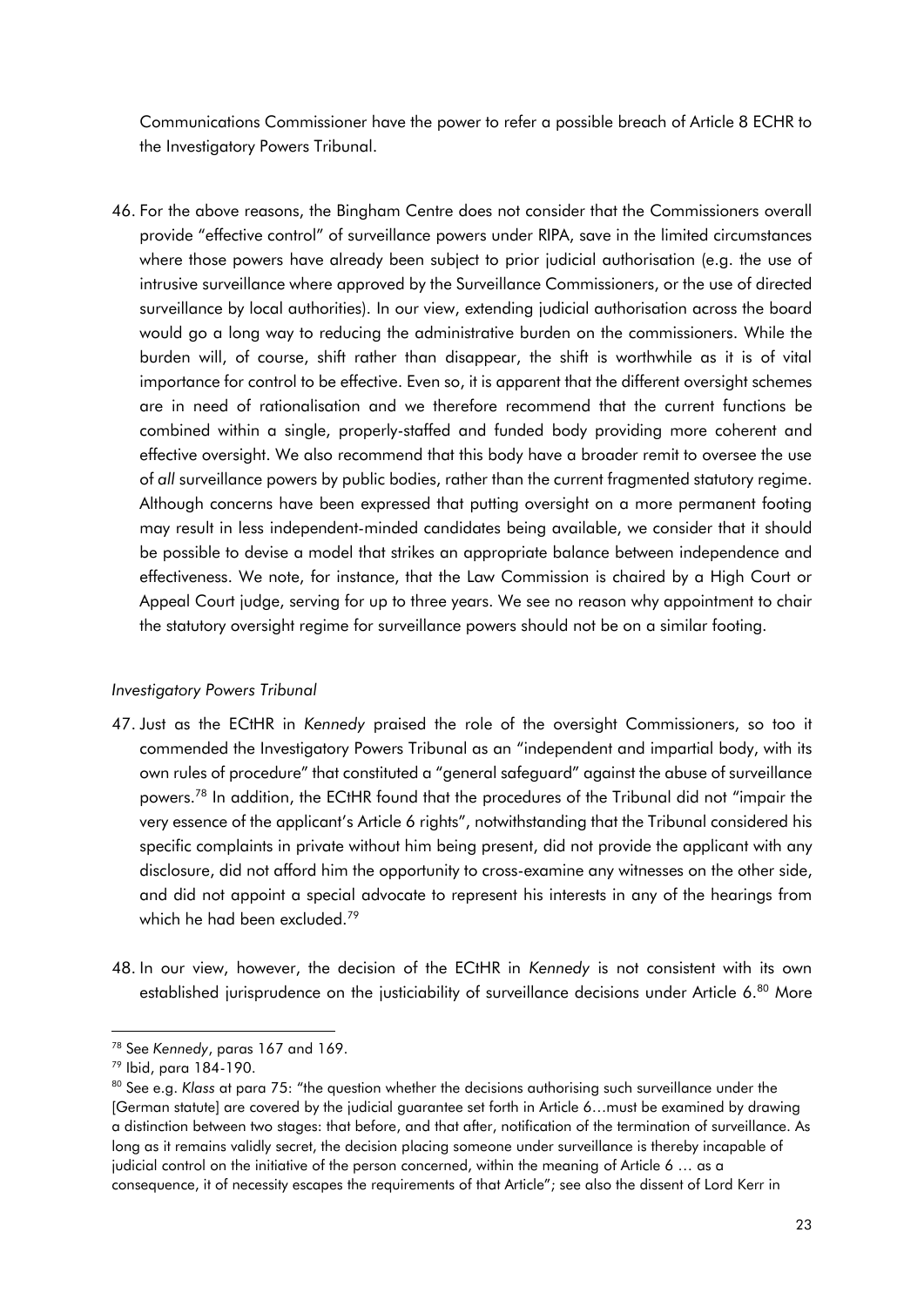Communications Commissioner have the power to refer a possible breach of Article 8 ECHR to the Investigatory Powers Tribunal.

46. For the above reasons, the Bingham Centre does not consider that the Commissioners overall provide "effective control" of surveillance powers under RIPA, save in the limited circumstances where those powers have already been subject to prior judicial authorisation (e.g. the use of intrusive surveillance where approved by the Surveillance Commissioners, or the use of directed surveillance by local authorities). In our view, extending judicial authorisation across the board would go a long way to reducing the administrative burden on the commissioners. While the burden will, of course, shift rather than disappear, the shift is worthwhile as it is of vital importance for control to be effective. Even so, it is apparent that the different oversight schemes are in need of rationalisation and we therefore recommend that the current functions be combined within a single, properly-staffed and funded body providing more coherent and effective oversight. We also recommend that this body have a broader remit to oversee the use of *all* surveillance powers by public bodies, rather than the current fragmented statutory regime. Although concerns have been expressed that putting oversight on a more permanent footing may result in less independent-minded candidates being available, we consider that it should be possible to devise a model that strikes an appropriate balance between independence and effectiveness. We note, for instance, that the Law Commission is chaired by a High Court or Appeal Court judge, serving for up to three years. We see no reason why appointment to chair the statutory oversight regime for surveillance powers should not be on a similar footing.

*Investigatory Powers Tribunal*

47. Just as the ECtHR in *Kennedy* praised the role of the oversight Commissioners, so too it commended the Investigatory Powers Tribunal as an "independent and impartial body, with its own rules of procedure" that constituted a "general safeguard" against the abuse of surveillance powers.[78] In addition, the ECtHR found that the procedures of the Tribunal did not "impair the very essence of the applicant's Article 6 rights", notwithstanding that the Tribunal considered his specific complaints in private without him being present, did not provide the applicant with any disclosure, did not afford him the opportunity to cross-examine any witnesses on the other side, and did not appoint a special advocate to represent his interests in any of the hearings from which he had been excluded.[79]

48. In our view, however, the decision of the ECtHR in *Kennedy* is not consistent with its own established jurisprudence on the justiciability of surveillance decisions under Article 6.[80] More

[78] See *Kennedy*, paras 167 and 169.

[79] Ibid, para 184-190.

[80] See e.g. *Klass* at para 75: "the question whether the decisions authorising such surveillance under the [German statute] are covered by the judicial guarantee set forth in Article 6…must be examined by drawing a distinction between two stages: that before, and that after, notification of the termination of surveillance. As long as it remains validly secret, the decision placing someone under surveillance is thereby incapable of judicial control on the initiative of the person concerned, within the meaning of Article 6 … as a consequence, it of necessity escapes the requirements of that Article"; see also the dissent of Lord Kerr in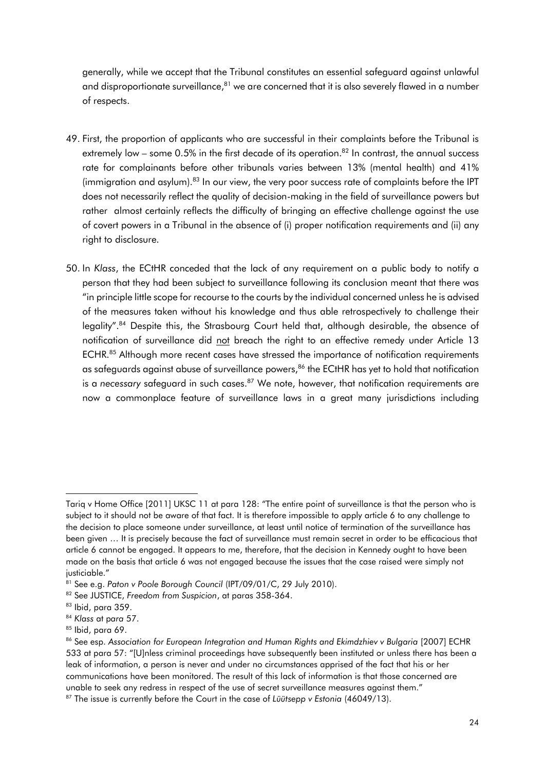generally, while we accept that the Tribunal constitutes an essential safeguard against unlawful and disproportionate surveillance,[81] we are concerned that it is also severely flawed in a number of respects.

49. First, the proportion of applicants who are successful in their complaints before the Tribunal is extremely low – some 0.5% in the first decade of its operation.[82] In contrast, the annual success rate for complainants before other tribunals varies between 13% (mental health) and 41% (immigration and asylum).[83] In our view, the very poor success rate of complaints before the IPT does not necessarily reflect the quality of decision-making in the field of surveillance powers but rather almost certainly reflects the difficulty of bringing an effective challenge against the use of covert powers in a Tribunal in the absence of (i) proper notification requirements and (ii) any right to disclosure.

50. In *Klass*, the ECtHR conceded that the lack of any requirement on a public body to notify a person that they had been subject to surveillance following its conclusion meant that there was "in principle little scope for recourse to the courts by the individual concerned unless he is advised of the measures taken without his knowledge and thus able retrospectively to challenge their legality".[84] Despite this, the Strasbourg Court held that, although desirable, the absence of notification of surveillance did <u>not</u> breach the right to an effective remedy under Article 13 ECHR.[85] Although more recent cases have stressed the importance of notification requirements as safeguards against abuse of surveillance powers,[86] the ECtHR has yet to hold that notification is a *necessary* safeguard in such cases.[87] We note, however, that notification requirements are now a commonplace feature of surveillance laws in a great many jurisdictions including

---

Tariq v Home Office [2011] UKSC 11 at para 128: "The entire point of surveillance is that the person who is subject to it should not be aware of that fact. It is therefore impossible to apply article 6 to any challenge to the decision to place someone under surveillance, at least until notice of termination of the surveillance has been given … It is precisely because the fact of surveillance must remain secret in order to be efficacious that article 6 cannot be engaged. It appears to me, therefore, that the decision in Kennedy ought to have been made on the basis that article 6 was not engaged because the issues that the case raised were simply not justiciable."

[81] See e.g. *Paton v Poole Borough Council* (IPT/09/01/C, 29 July 2010).

[82] See JUSTICE, *Freedom from Suspicion*, at paras 358-364.

[83] Ibid, para 359.

[84] *Klass* at p*ara* 57.

[85] Ibid, para 69.

[86] See esp. *Association for European Integration and Human Rights and Ekimdzhiev v Bulgaria* [2007] ECHR 533 at para 57: "[U]nless criminal proceedings have subsequently been instituted or unless there has been a leak of information, a person is never and under no circumstances apprised of the fact that his or her communications have been monitored. The result of this lack of information is that those concerned are unable to seek any redress in respect of the use of secret surveillance measures against them."

[87] The issue is currently before the Court in the case of *Lüütsepp v Estonia* (46049/13).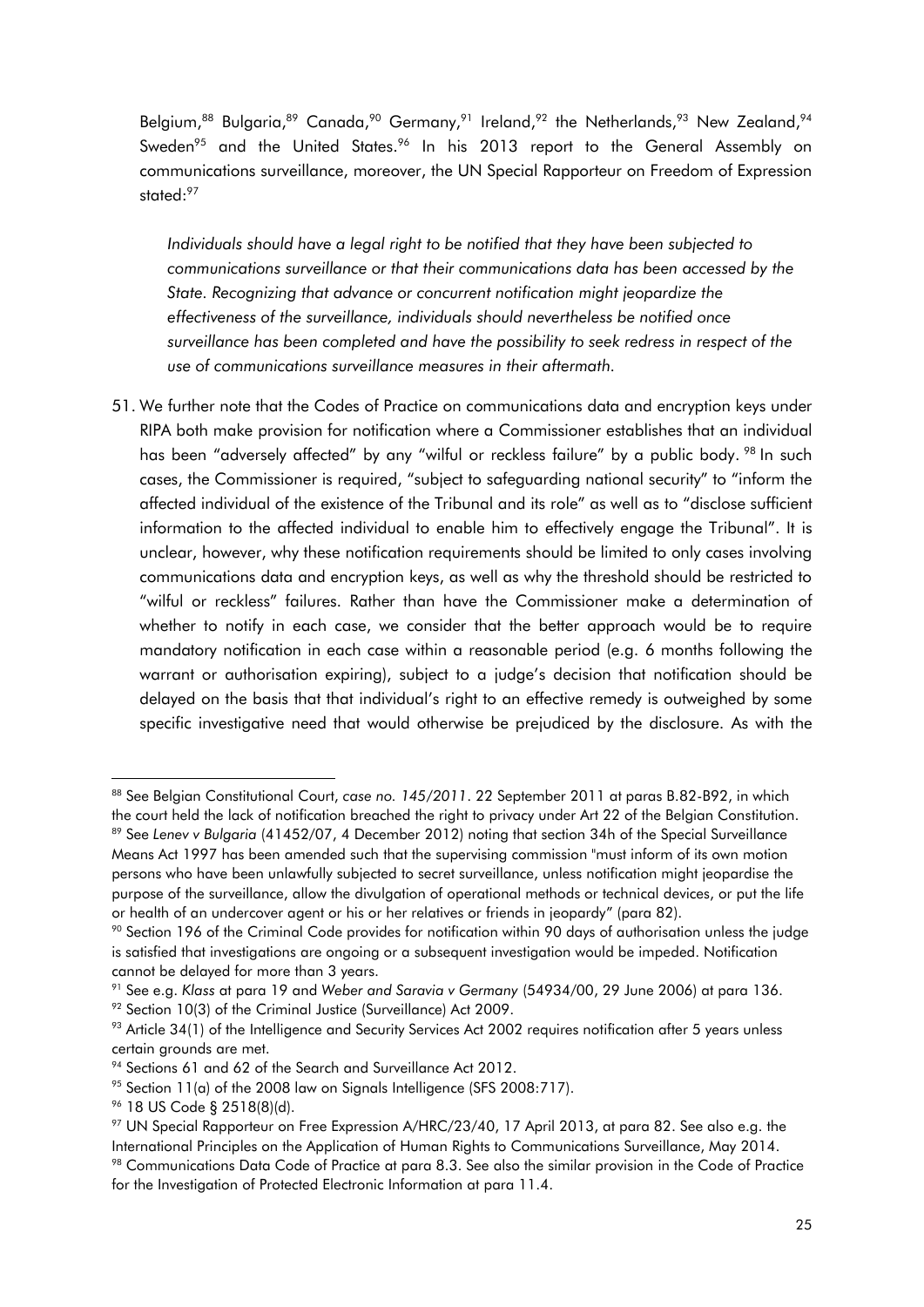Belgium,[88] Bulgaria,[89] Canada,[90] Germany,[91] Ireland,[92] the Netherlands,[93] New Zealand,[94] Sweden[95] and the United States.[96] In his 2013 report to the General Assembly on communications surveillance, moreover, the UN Special Rapporteur on Freedom of Expression stated:[97]

> *Individuals should have a legal right to be notified that they have been subjected to communications surveillance or that their communications data has been accessed by the State. Recognizing that advance or concurrent notification might jeopardize the effectiveness of the surveillance, individuals should nevertheless be notified once surveillance has been completed and have the possibility to seek redress in respect of the use of communications surveillance measures in their aftermath.*

51. We further note that the Codes of Practice on communications data and encryption keys under RIPA both make provision for notification where a Commissioner establishes that an individual has been "adversely affected" by any "wilful or reckless failure" by a public body. [98] In such cases, the Commissioner is required, "subject to safeguarding national security" to "inform the affected individual of the existence of the Tribunal and its role" as well as to "disclose sufficient information to the affected individual to enable him to effectively engage the Tribunal". It is unclear, however, why these notification requirements should be limited to only cases involving communications data and encryption keys, as well as why the threshold should be restricted to "wilful or reckless" failures. Rather than have the Commissioner make a determination of whether to notify in each case, we consider that the better approach would be to require mandatory notification in each case within a reasonable period (e.g. 6 months following the warrant or authorisation expiring), subject to a judge's decision that notification should be delayed on the basis that that individual's right to an effective remedy is outweighed by some specific investigative need that would otherwise be prejudiced by the disclosure. As with the

---

[88] See Belgian Constitutional Court, *case no. 145/2011*. 22 September 2011 at paras B.82-B92, in which the court held the lack of notification breached the right to privacy under Art 22 of the Belgian Constitution.

[89] See *Lenev v Bulgaria* (41452/07, 4 December 2012) noting that section 34h of the Special Surveillance Means Act 1997 has been amended such that the supervising commission "must inform of its own motion persons who have been unlawfully subjected to secret surveillance, unless notification might jeopardise the purpose of the surveillance, allow the divulgation of operational methods or technical devices, or put the life or health of an undercover agent or his or her relatives or friends in jeopardy" (para 82).

[90] Section 196 of the Criminal Code provides for notification within 90 days of authorisation unless the judge is satisfied that investigations are ongoing or a subsequent investigation would be impeded. Notification cannot be delayed for more than 3 years.

[91] See e.g. *Klass* at para 19 and *Weber and Saravia v Germany* (54934/00, 29 June 2006) at para 136.

[92] Section 10(3) of the Criminal Justice (Surveillance) Act 2009.

[93] Article 34(1) of the Intelligence and Security Services Act 2002 requires notification after 5 years unless certain grounds are met.

[94] Sections 61 and 62 of the Search and Surveillance Act 2012.

[95] Section 11(a) of the 2008 law on Signals Intelligence (SFS 2008:717).

[96] 18 US Code § 2518(8)(d).

[97] UN Special Rapporteur on Free Expression A/HRC/23/40, 17 April 2013, at para 82. See also e.g. the International Principles on the Application of Human Rights to Communications Surveillance, May 2014.

[98] Communications Data Code of Practice at para 8.3. See also the similar provision in the Code of Practice for the Investigation of Protected Electronic Information at para 11.4.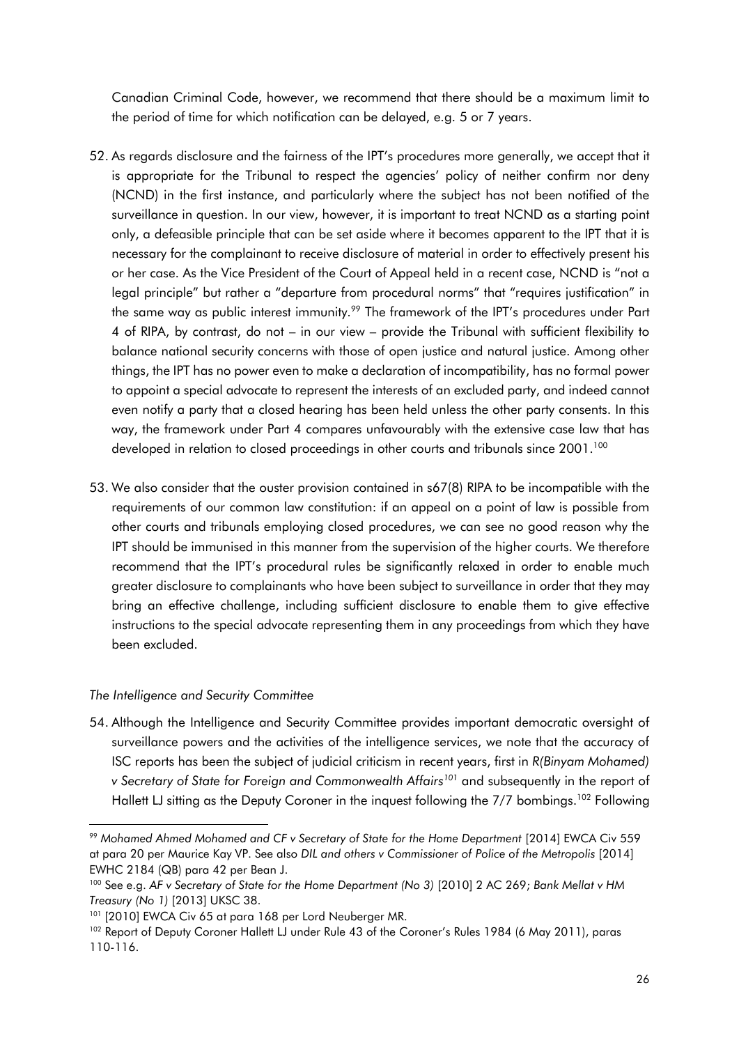Canadian Criminal Code, however, we recommend that there should be a maximum limit to the period of time for which notification can be delayed, e.g. 5 or 7 years.

52. As regards disclosure and the fairness of the IPT's procedures more generally, we accept that it is appropriate for the Tribunal to respect the agencies' policy of neither confirm nor deny (NCND) in the first instance, and particularly where the subject has not been notified of the surveillance in question. In our view, however, it is important to treat NCND as a starting point only, a defeasible principle that can be set aside where it becomes apparent to the IPT that it is necessary for the complainant to receive disclosure of material in order to effectively present his or her case. As the Vice President of the Court of Appeal held in a recent case, NCND is "not a legal principle" but rather a "departure from procedural norms" that "requires justification" in the same way as public interest immunity.[99] The framework of the IPT's procedures under Part 4 of RIPA, by contrast, do not – in our view – provide the Tribunal with sufficient flexibility to balance national security concerns with those of open justice and natural justice. Among other things, the IPT has no power even to make a declaration of incompatibility, has no formal power to appoint a special advocate to represent the interests of an excluded party, and indeed cannot even notify a party that a closed hearing has been held unless the other party consents. In this way, the framework under Part 4 compares unfavourably with the extensive case law that has developed in relation to closed proceedings in other courts and tribunals since 2001.[100]

53. We also consider that the ouster provision contained in s67(8) RIPA to be incompatible with the requirements of our common law constitution: if an appeal on a point of law is possible from other courts and tribunals employing closed procedures, we can see no good reason why the IPT should be immunised in this manner from the supervision of the higher courts. We therefore recommend that the IPT's procedural rules be significantly relaxed in order to enable much greater disclosure to complainants who have been subject to surveillance in order that they may bring an effective challenge, including sufficient disclosure to enable them to give effective instructions to the special advocate representing them in any proceedings from which they have been excluded.

*The Intelligence and Security Committee*

54. Although the Intelligence and Security Committee provides important democratic oversight of surveillance powers and the activities of the intelligence services, we note that the accuracy of ISC reports has been the subject of judicial criticism in recent years, first in *R(Binyam Mohamed) v Secretary of State for Foreign and Commonwealth Affairs*[101] and subsequently in the report of Hallett LJ sitting as the Deputy Coroner in the inquest following the 7/7 bombings.[102] Following

---

[99] *Mohamed Ahmed Mohamed and CF v Secretary of State for the Home Department* [2014] EWCA Civ 559 at para 20 per Maurice Kay VP. See also *DIL and others v Commissioner of Police of the Metropolis* [2014] EWHC 2184 (QB) para 42 per Bean J.

[100] See e.g. *AF v Secretary of State for the Home Department (No 3)* [2010] 2 AC 269; *Bank Mellat v HM Treasury (No 1)* [2013] UKSC 38.

[101] [2010] EWCA Civ 65 at para 168 per Lord Neuberger MR.

[102] Report of Deputy Coroner Hallett LJ under Rule 43 of the Coroner's Rules 1984 (6 May 2011), paras 110-116.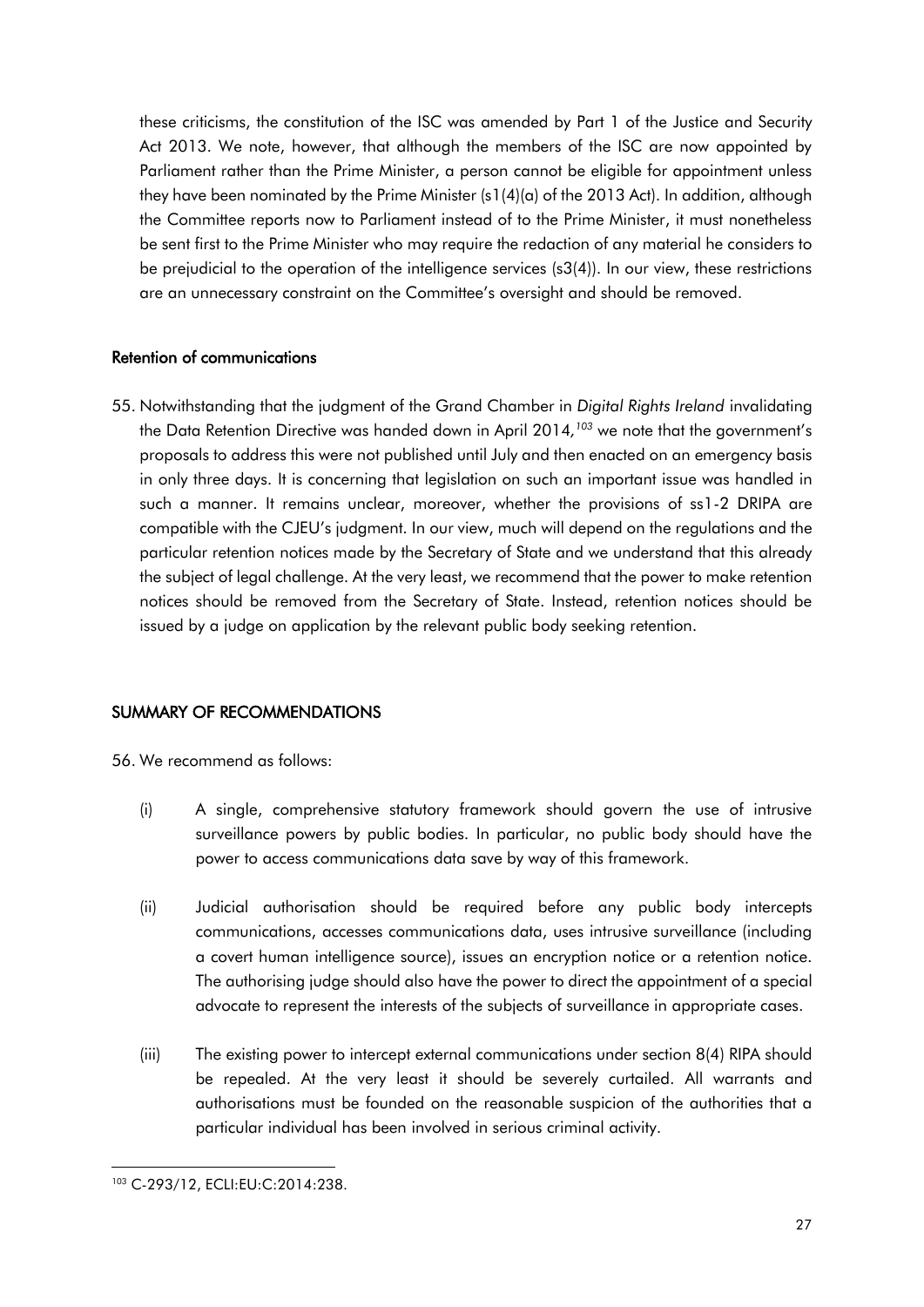these criticisms, the constitution of the ISC was amended by Part 1 of the Justice and Security Act 2013. We note, however, that although the members of the ISC are now appointed by Parliament rather than the Prime Minister, a person cannot be eligible for appointment unless they have been nominated by the Prime Minister (s1(4)(a) of the 2013 Act). In addition, although the Committee reports now to Parliament instead of to the Prime Minister, it must nonetheless be sent first to the Prime Minister who may require the redaction of any material he considers to be prejudicial to the operation of the intelligence services (s3(4)). In our view, these restrictions are an unnecessary constraint on the Committee's oversight and should be removed.

### Retention of communications

55. Notwithstanding that the judgment of the Grand Chamber in *Digital Rights Ireland* invalidating the Data Retention Directive was handed down in April 2014,[103] we note that the government's proposals to address this were not published until July and then enacted on an emergency basis in only three days. It is concerning that legislation on such an important issue was handled in such a manner. It remains unclear, moreover, whether the provisions of ss1-2 DRIPA are compatible with the CJEU's judgment. In our view, much will depend on the regulations and the particular retention notices made by the Secretary of State and we understand that this already the subject of legal challenge. At the very least, we recommend that the power to make retention notices should be removed from the Secretary of State. Instead, retention notices should be issued by a judge on application by the relevant public body seeking retention.

## SUMMARY OF RECOMMENDATIONS

56. We recommend as follows:

(i) A single, comprehensive statutory framework should govern the use of intrusive surveillance powers by public bodies. In particular, no public body should have the power to access communications data save by way of this framework.

(ii) Judicial authorisation should be required before any public body intercepts communications, accesses communications data, uses intrusive surveillance (including a covert human intelligence source), issues an encryption notice or a retention notice. The authorising judge should also have the power to direct the appointment of a special advocate to represent the interests of the subjects of surveillance in appropriate cases.

(iii) The existing power to intercept external communications under section 8(4) RIPA should be repealed. At the very least it should be severely curtailed. All warrants and authorisations must be founded on the reasonable suspicion of the authorities that a particular individual has been involved in serious criminal activity.

[103] C-293/12, ECLI:EU:C:2014:238.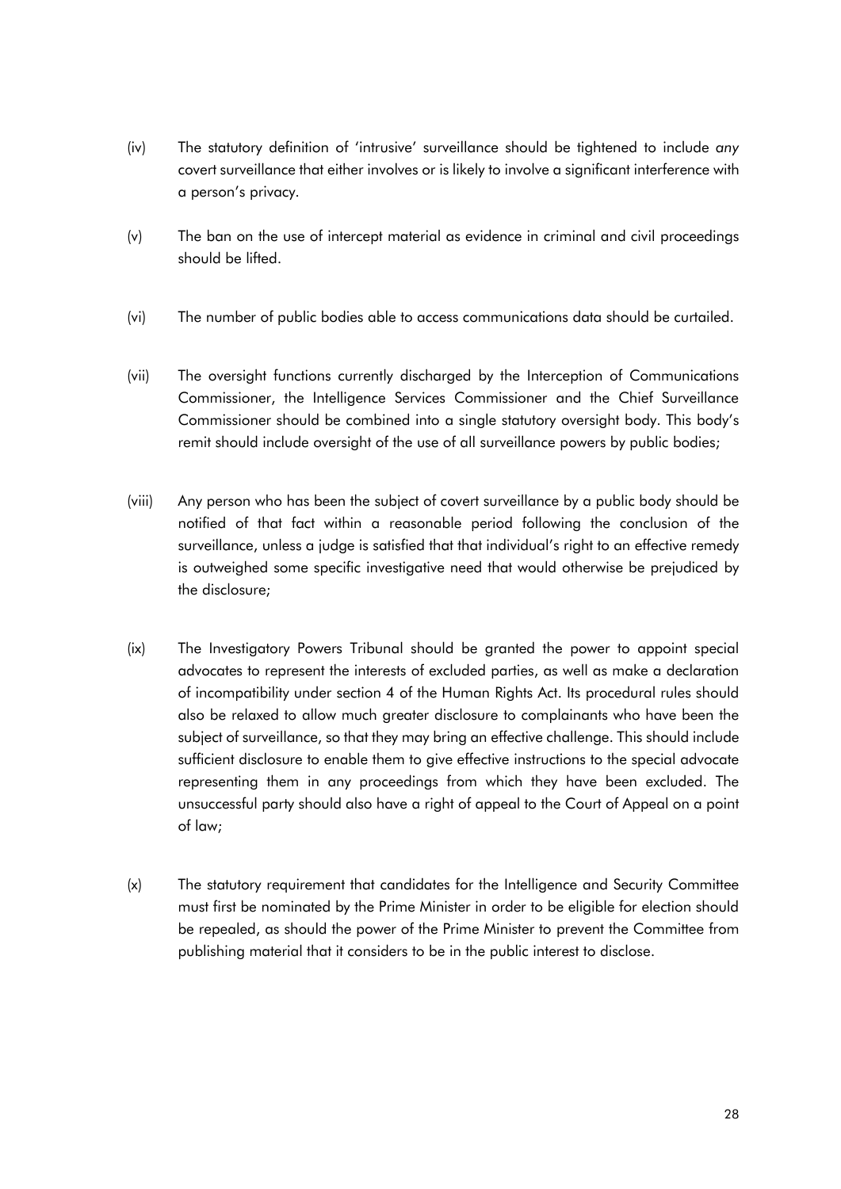(iv) The statutory definition of 'intrusive' surveillance should be tightened to include *any* covert surveillance that either involves or is likely to involve a significant interference with a person's privacy.

(v) The ban on the use of intercept material as evidence in criminal and civil proceedings should be lifted.

(vi) The number of public bodies able to access communications data should be curtailed.

(vii) The oversight functions currently discharged by the Interception of Communications Commissioner, the Intelligence Services Commissioner and the Chief Surveillance Commissioner should be combined into a single statutory oversight body. This body's remit should include oversight of the use of all surveillance powers by public bodies;

(viii) Any person who has been the subject of covert surveillance by a public body should be notified of that fact within a reasonable period following the conclusion of the surveillance, unless a judge is satisfied that that individual's right to an effective remedy is outweighed some specific investigative need that would otherwise be prejudiced by the disclosure;

(ix) The Investigatory Powers Tribunal should be granted the power to appoint special advocates to represent the interests of excluded parties, as well as make a declaration of incompatibility under section 4 of the Human Rights Act. Its procedural rules should also be relaxed to allow much greater disclosure to complainants who have been the subject of surveillance, so that they may bring an effective challenge. This should include sufficient disclosure to enable them to give effective instructions to the special advocate representing them in any proceedings from which they have been excluded. The unsuccessful party should also have a right of appeal to the Court of Appeal on a point of law;

(x) The statutory requirement that candidates for the Intelligence and Security Committee must first be nominated by the Prime Minister in order to be eligible for election should be repealed, as should the power of the Prime Minister to prevent the Committee from publishing material that it considers to be in the public interest to disclose.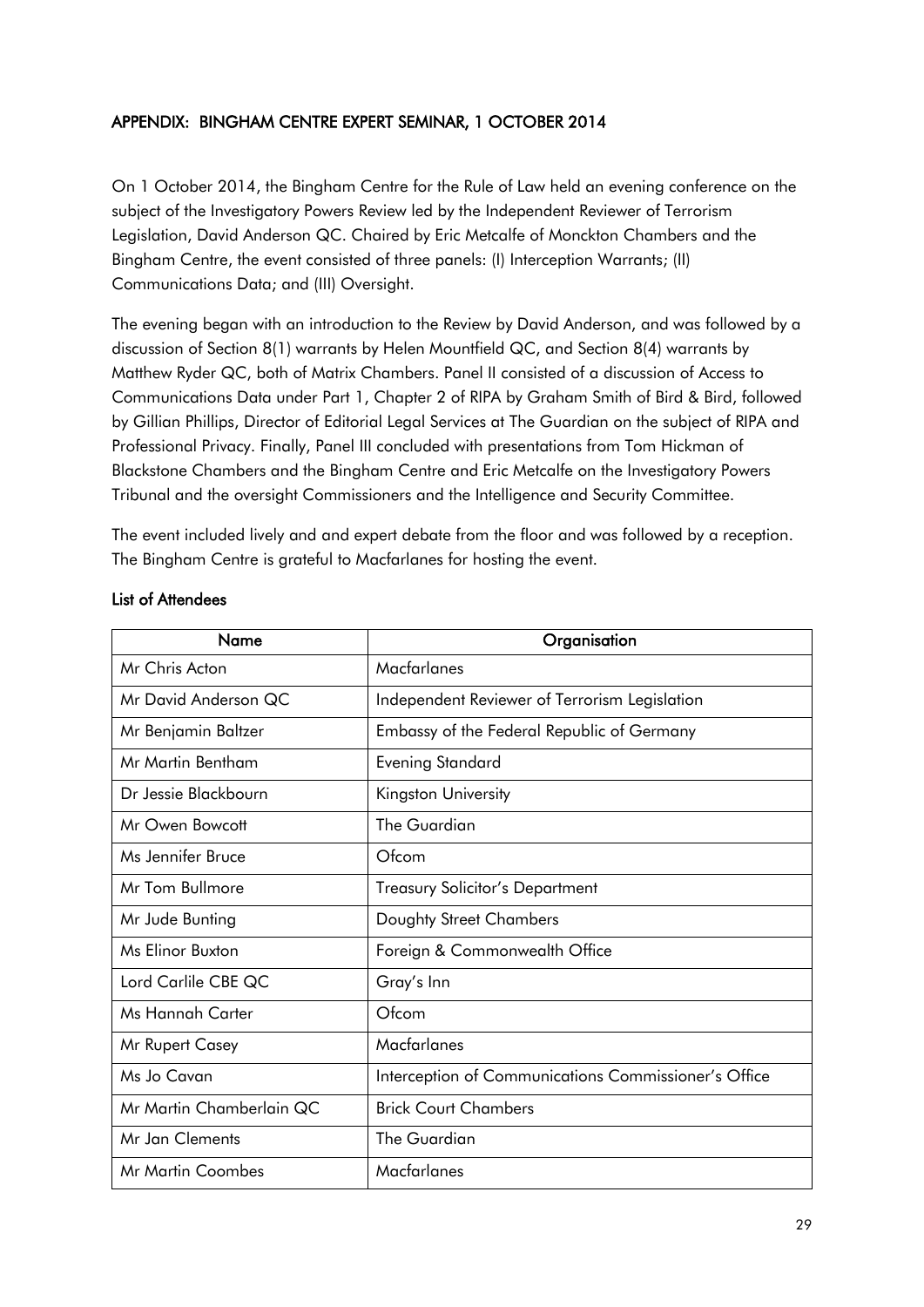## APPENDIX: BINGHAM CENTRE EXPERT SEMINAR, 1 OCTOBER 2014

On 1 October 2014, the Bingham Centre for the Rule of Law held an evening conference on the subject of the Investigatory Powers Review led by the Independent Reviewer of Terrorism Legislation, David Anderson QC. Chaired by Eric Metcalfe of Monckton Chambers and the Bingham Centre, the event consisted of three panels: (I) Interception Warrants; (II) Communications Data; and (III) Oversight.

The evening began with an introduction to the Review by David Anderson, and was followed by a discussion of Section 8(1) warrants by Helen Mountfield QC, and Section 8(4) warrants by Matthew Ryder QC, both of Matrix Chambers. Panel II consisted of a discussion of Access to Communications Data under Part 1, Chapter 2 of RIPA by Graham Smith of Bird & Bird, followed by Gillian Phillips, Director of Editorial Legal Services at The Guardian on the subject of RIPA and Professional Privacy. Finally, Panel III concluded with presentations from Tom Hickman of Blackstone Chambers and the Bingham Centre and Eric Metcalfe on the Investigatory Powers Tribunal and the oversight Commissioners and the Intelligence and Security Committee.

The event included lively and and expert debate from the floor and was followed by a reception. The Bingham Centre is grateful to Macfarlanes for hosting the event.

### List of Attendees

| Name | Organisation |
|---|---|
| Mr Chris Acton | Macfarlanes |
| Mr David Anderson QC | Independent Reviewer of Terrorism Legislation |
| Mr Benjamin Baltzer | Embassy of the Federal Republic of Germany |
| Mr Martin Bentham | Evening Standard |
| Dr Jessie Blackbourn | Kingston University |
| Mr Owen Bowcott | The Guardian |
| Ms Jennifer Bruce | Ofcom |
| Mr Tom Bullmore | Treasury Solicitor's Department |
| Mr Jude Bunting | Doughty Street Chambers |
| Ms Elinor Buxton | Foreign & Commonwealth Office |
| Lord Carlile CBE QC | Gray's Inn |
| Ms Hannah Carter | Ofcom |
| Mr Rupert Casey | Macfarlanes |
| Ms Jo Cavan | Interception of Communications Commissioner's Office |
| Mr Martin Chamberlain QC | Brick Court Chambers |
| Mr Jan Clements | The Guardian |
| Mr Martin Coombes | Macfarlanes |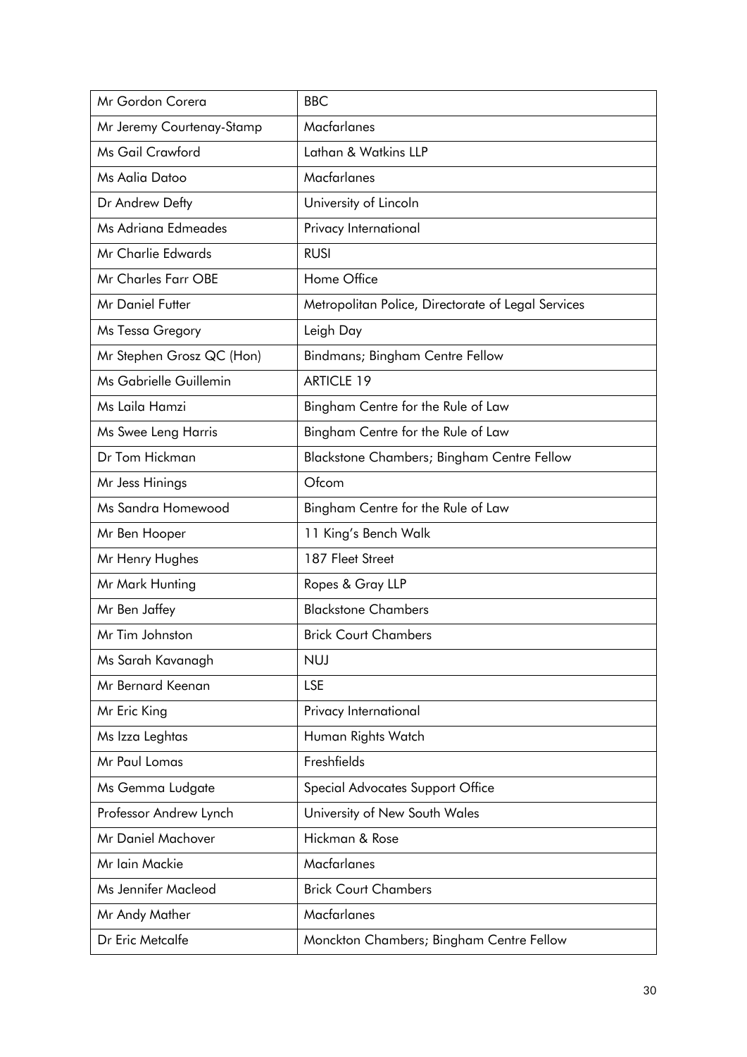| Mr Gordon Corera | BBC |
|---|---|
| Mr Jeremy Courtenay-Stamp | Macfarlanes |
| Ms Gail Crawford | Lathan & Watkins LLP |
| Ms Aalia Datoo | Macfarlanes |
| Dr Andrew Defty | University of Lincoln |
| Ms Adriana Edmeades | Privacy International |
| Mr Charlie Edwards | RUSI |
| Mr Charles Farr OBE | Home Office |
| Mr Daniel Futter | Metropolitan Police, Directorate of Legal Services |
| Ms Tessa Gregory | Leigh Day |
| Mr Stephen Grosz QC (Hon) | Bindmans; Bingham Centre Fellow |
| Ms Gabrielle Guillemin | ARTICLE 19 |
| Ms Laila Hamzi | Bingham Centre for the Rule of Law |
| Ms Swee Leng Harris | Bingham Centre for the Rule of Law |
| Dr Tom Hickman | Blackstone Chambers; Bingham Centre Fellow |
| Mr Jess Hinings | Ofcom |
| Ms Sandra Homewood | Bingham Centre for the Rule of Law |
| Mr Ben Hooper | 11 King's Bench Walk |
| Mr Henry Hughes | 187 Fleet Street |
| Mr Mark Hunting | Ropes & Gray LLP |
| Mr Ben Jaffey | Blackstone Chambers |
| Mr Tim Johnston | Brick Court Chambers |
| Ms Sarah Kavanagh | NUJ |
| Mr Bernard Keenan | LSE |
| Mr Eric King | Privacy International |
| Ms Izza Leghtas | Human Rights Watch |
| Mr Paul Lomas | Freshfields |
| Ms Gemma Ludgate | Special Advocates Support Office |
| Professor Andrew Lynch | University of New South Wales |
| Mr Daniel Machover | Hickman & Rose |
| Mr Iain Mackie | Macfarlanes |
| Ms Jennifer Macleod | Brick Court Chambers |
| Mr Andy Mather | Macfarlanes |
| Dr Eric Metcalfe | Monckton Chambers; Bingham Centre Fellow |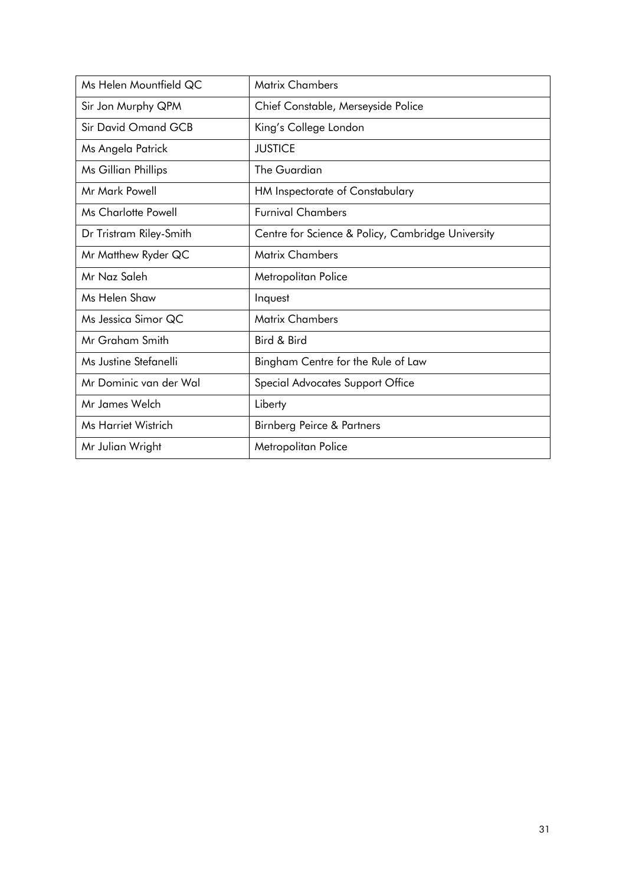| | |
|---|---|
| Ms Helen Mountfield QC | Matrix Chambers |
| Sir Jon Murphy QPM | Chief Constable, Merseyside Police |
| Sir David Omand GCB | King's College London |
| Ms Angela Patrick | JUSTICE |
| Ms Gillian Phillips | The Guardian |
| Mr Mark Powell | HM Inspectorate of Constabulary |
| Ms Charlotte Powell | Furnival Chambers |
| Dr Tristram Riley-Smith | Centre for Science & Policy, Cambridge University |
| Mr Matthew Ryder QC | Matrix Chambers |
| Mr Naz Saleh | Metropolitan Police |
| Ms Helen Shaw | Inquest |
| Ms Jessica Simor QC | Matrix Chambers |
| Mr Graham Smith | Bird & Bird |
| Ms Justine Stefanelli | Bingham Centre for the Rule of Law |
| Mr Dominic van der Wal | Special Advocates Support Office |
| Mr James Welch | Liberty |
| Ms Harriet Wistrich | Birnberg Peirce & Partners |
| Mr Julian Wright | Metropolitan Police |